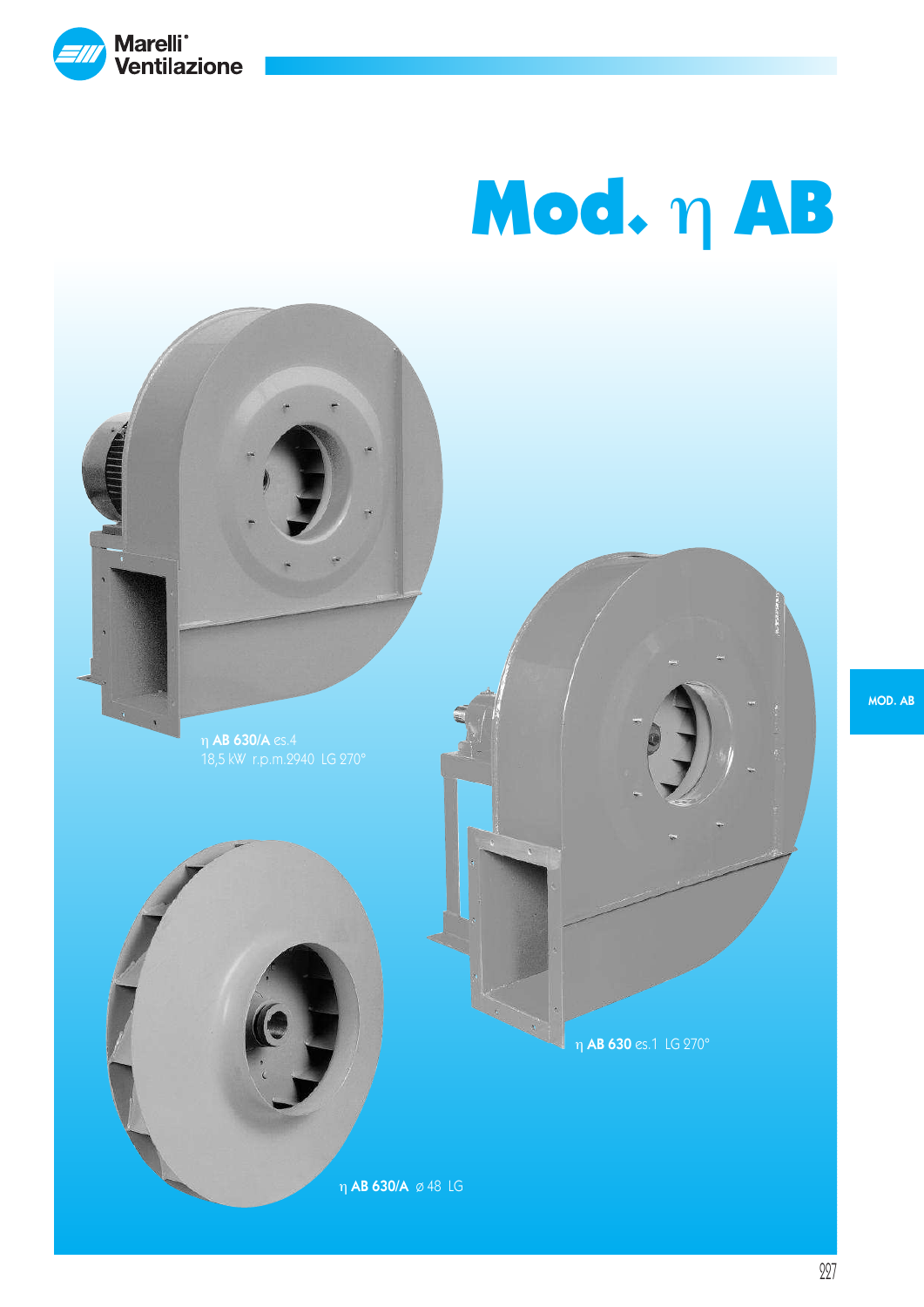# Mod. η AB

η **AB 630/A** es.4
18,5 kW r.p.m.2940 LG 270°

η **AB 630** es.1 LG 270°

η **AB 630/A** ø 48 LG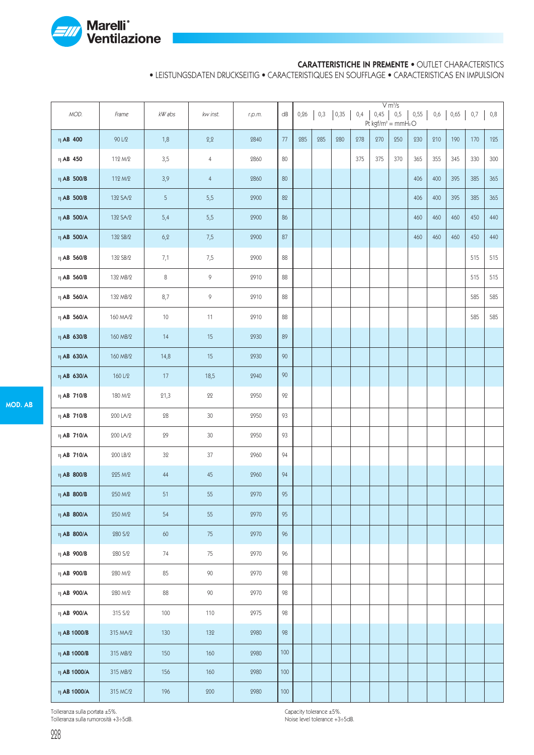## CARATTERISTICHE IN PREMENTE • OUTLET CHARACTERISTICS

• LEISTUNGSDATEN DRUCKSEITIG • CARACTERISTIQUES EN SOUFFLAGE • CARACTERISTICAS EN IMPULSION

| MOD. | Frame | kW abs | kw inst. | r.p.m. | dB | V m³/s Pt kgf/m² = mmH₂O | | | | | | | | | | |
|---|---|---|---|---|---|---|---|---|---|---|---|---|---|---|---|---|
| | | | | | | 0,26 | 0,3 | 0,35 | 0,4 | 0,45 | 0,5 | 0,55 | 0,6 | 0,65 | 0,7 | 0,8 |
| η AB 400 | 90 L/2 | 1,8 | 2,2 | 2840 | 77 | 285 | 285 | 280 | 278 | 270 | 250 | 230 | 210 | 190 | 170 | 125 |
| η AB 450 | 112 M/2 | 3,5 | 4 | 2860 | 80 | | | | 375 | 375 | 370 | 365 | 355 | 345 | 330 | 300 |
| η AB 500/B | 112 M/2 | 3,9 | 4 | 2860 | 80 | | | | | | | 406 | 400 | 395 | 385 | 365 |
| η AB 500/B | 132 SA/2 | 5 | 5,5 | 2900 | 82 | | | | | | | 406 | 400 | 395 | 385 | 365 |
| η AB 500/A | 132 SA/2 | 5,4 | 5,5 | 2900 | 86 | | | | | | | 460 | 460 | 460 | 450 | 440 |
| η AB 500/A | 132 SB/2 | 6,2 | 7,5 | 2900 | 87 | | | | | | | 460 | 460 | 460 | 450 | 440 |
| η AB 560/B | 132 SB/2 | 7,1 | 7,5 | 2900 | 88 | | | | | | | | | | 515 | 515 |
| η AB 560/B | 132 MB/2 | 8 | 9 | 2910 | 88 | | | | | | | | | | 515 | 515 |
| η AB 560/A | 132 MB/2 | 8,7 | 9 | 2910 | 88 | | | | | | | | | | 585 | 585 |
| η AB 560/A | 160 MA/2 | 10 | 11 | 2910 | 88 | | | | | | | | | | 585 | 585 |
| η AB 630/B | 160 MB/2 | 14 | 15 | 2930 | 89 | | | | | | | | | | | |
| η AB 630/A | 160 MB/2 | 14,8 | 15 | 2930 | 90 | | | | | | | | | | | |
| η AB 630/A | 160 L/2 | 17 | 18,5 | 2940 | 90 | | | | | | | | | | | |
| η AB 710/B | 180 M/2 | 21,3 | 22 | 2950 | 92 | | | | | | | | | | | |
| η AB 710/B | 200 LA/2 | 28 | 30 | 2950 | 93 | | | | | | | | | | | |
| η AB 710/A | 200 LA/2 | 29 | 30 | 2950 | 93 | | | | | | | | | | | |
| η AB 710/A | 200 LB/2 | 32 | 37 | 2960 | 94 | | | | | | | | | | | |
| η AB 800/B | 225 M/2 | 44 | 45 | 2960 | 94 | | | | | | | | | | | |
| η AB 800/B | 250 M/2 | 51 | 55 | 2970 | 95 | | | | | | | | | | | |
| η AB 800/A | 250 M/2 | 54 | 55 | 2970 | 95 | | | | | | | | | | | |
| η AB 800/A | 280 S/2 | 60 | 75 | 2970 | 96 | | | | | | | | | | | |
| η AB 900/B | 280 S/2 | 74 | 75 | 2970 | 96 | | | | | | | | | | | |
| η AB 900/B | 280 M/2 | 85 | 90 | 2970 | 98 | | | | | | | | | | | |
| η AB 900/A | 280 M/2 | 88 | 90 | 2970 | 98 | | | | | | | | | | | |
| η AB 900/A | 315 S/2 | 100 | 110 | 2975 | 98 | | | | | | | | | | | |
| η AB 1000/B | 315 MA/2 | 130 | 132 | 2980 | 98 | | | | | | | | | | | |
| η AB 1000/B | 315 MB/2 | 150 | 160 | 2980 | 100 | | | | | | | | | | | |
| η AB 1000/A | 315 MB/2 | 156 | 160 | 2980 | 100 | | | | | | | | | | | |
| η AB 1000/A | 315 MC/2 | 196 | 200 | 2980 | 100 | | | | | | | | | | | |

MOD. AB

Tolleranza sulla portata ±5%.
Tolleranza sulla rumorosità +3÷5dB.

Capacity tolerance ±5%.
Noise level tolerance +3÷5dB.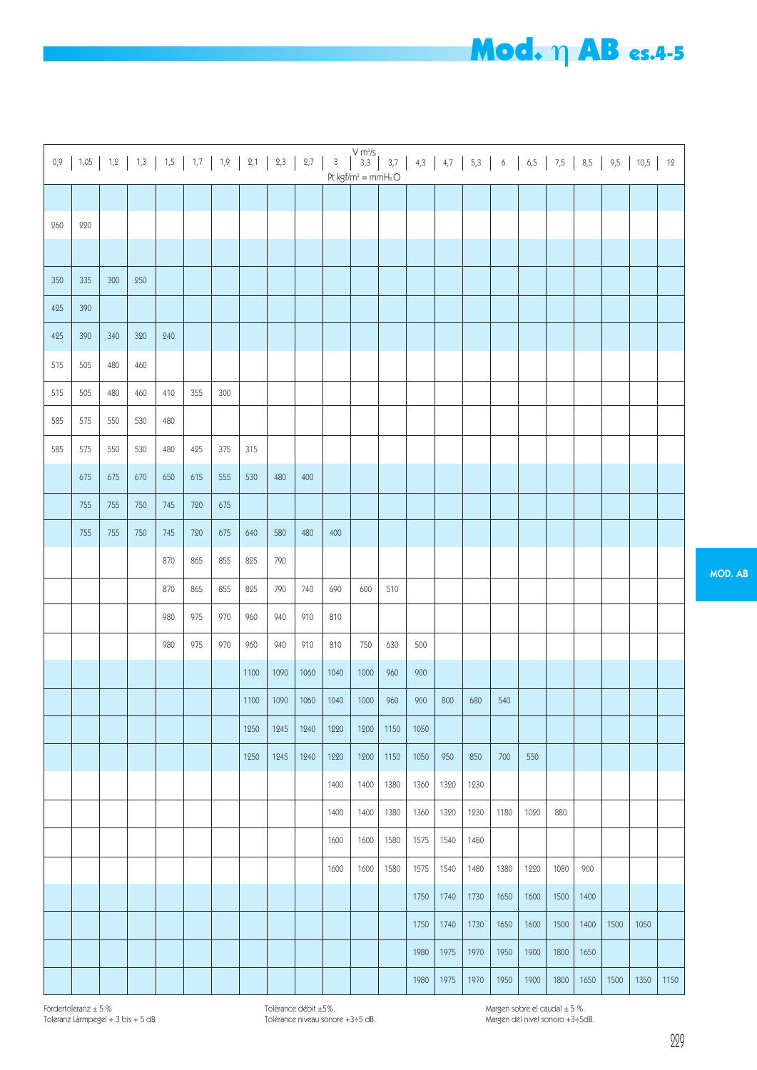# Mod. η AB es.4-5

| 0,9 | 1,05 | 1,2 | 1,3 | 1,5 | 1,7 | 1,9 | 2,1 | 2,3 | 2,7 | 3 | V m³/s<br>3,3<br>Pt kgf/m² = mmH₂O | 3,7 | 4,3 | 4,7 | 5,3 | 6 | 6,5 | 7,5 | 8,5 | 9,5 | 10,5 | 12 |
|---|---|---|---|---|---|---|---|---|---|---|---|---|---|---|---|---|---|---|---|---|---|---|
| | | | | | | | | | | | | | | | | | | | | | | |
| 260 | 220 | | | | | | | | | | | | | | | | | | | | | |
| | | | | | | | | | | | | | | | | | | | | | | |
| 350 | 335 | 300 | 250 | | | | | | | | | | | | | | | | | | | |
| 425 | 390 | | | | | | | | | | | | | | | | | | | | | |
| 425 | 390 | 340 | 320 | 240 | | | | | | | | | | | | | | | | | | |
| 515 | 505 | 480 | 460 | | | | | | | | | | | | | | | | | | | |
| 515 | 505 | 480 | 460 | 410 | 355 | 300 | | | | | | | | | | | | | | | | |
| 585 | 575 | 550 | 530 | 480 | | | | | | | | | | | | | | | | | | |
| 585 | 575 | 550 | 530 | 480 | 425 | 375 | 315 | | | | | | | | | | | | | | | |
| | 675 | 675 | 670 | 650 | 615 | 555 | 530 | 480 | 400 | | | | | | | | | | | | | |
| | 755 | 755 | 750 | 745 | 720 | 675 | | | | | | | | | | | | | | | | |
| | 755 | 755 | 750 | 745 | 720 | 675 | 640 | 580 | 480 | 400 | | | | | | | | | | | | |
| | | | | 870 | 865 | 855 | 825 | 790 | | | | | | | | | | | | | | |
| | | | | 870 | 865 | 855 | 825 | 790 | 740 | 690 | 600 | 510 | | | | | | | | | | |
| | | | | 980 | 975 | 970 | 960 | 940 | 910 | 810 | | | | | | | | | | | | |
| | | | | 980 | 975 | 970 | 960 | 940 | 910 | 810 | 750 | 630 | 500 | | | | | | | | | |
| | | | | | | | 1100 | 1090 | 1060 | 1040 | 1000 | 960 | 900 | | | | | | | | | |
| | | | | | | | 1100 | 1090 | 1060 | 1040 | 1000 | 960 | 900 | 800 | 680 | 540 | | | | | | |
| | | | | | | | 1250 | 1245 | 1240 | 1220 | 1200 | 1150 | 1050 | | | | | | | | | |
| | | | | | | | 1250 | 1245 | 1240 | 1220 | 1200 | 1150 | 1050 | 950 | 850 | 700 | 550 | | | | | |
| | | | | | | | | | | 1400 | 1400 | 1380 | 1360 | 1320 | 1230 | | | | | | | |
| | | | | | | | | | | 1400 | 1400 | 1380 | 1360 | 1320 | 1230 | 1180 | 1020 | 880 | | | | |
| | | | | | | | | | | 1600 | 1600 | 1580 | 1575 | 1540 | 1480 | | | | | | | |
| | | | | | | | | | | 1600 | 1600 | 1580 | 1575 | 1540 | 1480 | 1380 | 1220 | 1080 | 900 | | | |
| | | | | | | | | | | | | | 1750 | 1740 | 1730 | 1650 | 1600 | 1500 | 1400 | | | |
| | | | | | | | | | | | | | 1750 | 1740 | 1730 | 1650 | 1600 | 1500 | 1400 | 1500 | 1050 | |
| | | | | | | | | | | | | | 1980 | 1975 | 1970 | 1950 | 1900 | 1800 | 1650 | | | |
| | | | | | | | | | | | | | 1980 | 1975 | 1970 | 1950 | 1900 | 1800 | 1650 | 1500 | 1350 | 1150 |

Fördertoleranz ± 5 %
Toleranz Lärmpegel + 3 bis + 5 dB

Tolérance débit ±5%.
Tolérance niveau sonore +3÷5 dB.

Margen sobre el caudal ± 5 %.
Margen del nivel sonoro +3÷5dB.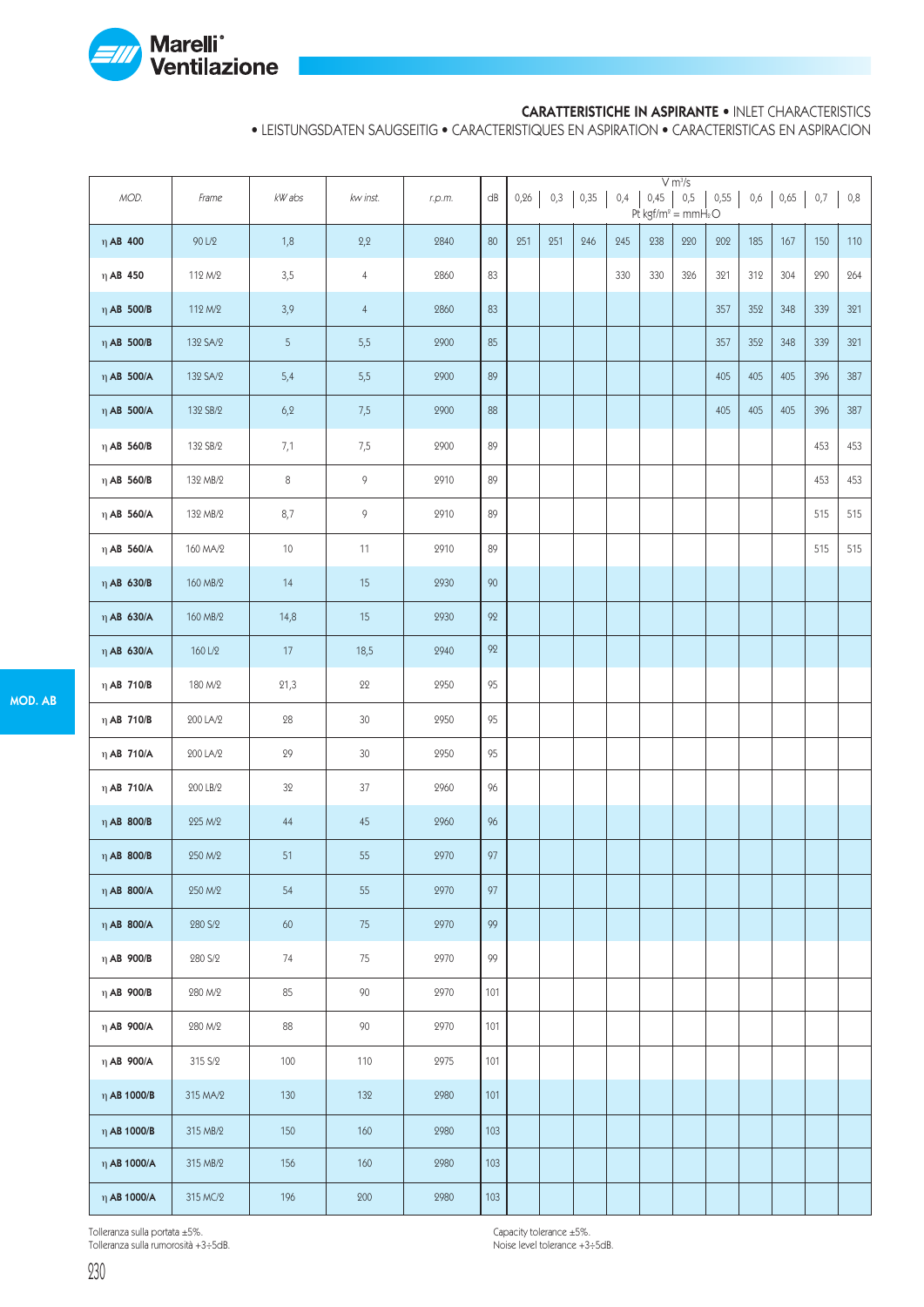## CARATTERISTICHE IN ASPIRANTE • INLET CHARACTERISTICS

• LEISTUNGSDATEN SAUGSEITIG • CARACTERISTIQUES EN ASPIRATION • CARACTERISTICAS EN ASPIRACION

| MOD. | Frame | kW abs | kw inst. | r.p.m. | dB | V m³/s Pt kgf/m² = mmH₂O | | | | | | | | | | |
|---|---|---|---|---|---|---|---|---|---|---|---|---|---|---|---|---|
| | | | | | | 0,26 | 0,3 | 0,35 | 0,4 | 0,45 | 0,5 | 0,55 | 0,6 | 0,65 | 0,7 | 0,8 |
| η AB 400 | 90 L/2 | 1,8 | 2,2 | 2840 | 80 | 251 | 251 | 246 | 245 | 238 | 220 | 202 | 185 | 167 | 150 | 110 |
| η AB 450 | 112 M/2 | 3,5 | 4 | 2860 | 83 | | | | 330 | 330 | 326 | 321 | 312 | 304 | 290 | 264 |
| η AB 500/B | 112 M/2 | 3,9 | 4 | 2860 | 83 | | | | | | | 357 | 352 | 348 | 339 | 321 |
| η AB 500/B | 132 SA/2 | 5 | 5,5 | 2900 | 85 | | | | | | | 357 | 352 | 348 | 339 | 321 |
| η AB 500/A | 132 SA/2 | 5,4 | 5,5 | 2900 | 89 | | | | | | | 405 | 405 | 405 | 396 | 387 |
| η AB 500/A | 132 SB/2 | 6,2 | 7,5 | 2900 | 88 | | | | | | | 405 | 405 | 405 | 396 | 387 |
| η AB 560/B | 132 SB/2 | 7,1 | 7,5 | 2900 | 89 | | | | | | | | | | 453 | 453 |
| η AB 560/B | 132 MB/2 | 8 | 9 | 2910 | 89 | | | | | | | | | | 453 | 453 |
| η AB 560/A | 132 MB/2 | 8,7 | 9 | 2910 | 89 | | | | | | | | | | 515 | 515 |
| η AB 560/A | 160 MA/2 | 10 | 11 | 2910 | 89 | | | | | | | | | | 515 | 515 |
| η AB 630/B | 160 MB/2 | 14 | 15 | 2930 | 90 | | | | | | | | | | | |
| η AB 630/A | 160 MB/2 | 14,8 | 15 | 2930 | 92 | | | | | | | | | | | |
| η AB 630/A | 160 L/2 | 17 | 18,5 | 2940 | 92 | | | | | | | | | | | |
| η AB 710/B | 180 M/2 | 21,3 | 22 | 2950 | 95 | | | | | | | | | | | |
| η AB 710/B | 200 LA/2 | 28 | 30 | 2950 | 95 | | | | | | | | | | | |
| η AB 710/A | 200 LA/2 | 29 | 30 | 2950 | 95 | | | | | | | | | | | |
| η AB 710/A | 200 LB/2 | 32 | 37 | 2960 | 96 | | | | | | | | | | | |
| η AB 800/B | 225 M/2 | 44 | 45 | 2960 | 96 | | | | | | | | | | | |
| η AB 800/B | 250 M/2 | 51 | 55 | 2970 | 97 | | | | | | | | | | | |
| η AB 800/A | 250 M/2 | 54 | 55 | 2970 | 97 | | | | | | | | | | | |
| η AB 800/A | 280 S/2 | 60 | 75 | 2970 | 99 | | | | | | | | | | | |
| η AB 900/B | 280 S/2 | 74 | 75 | 2970 | 99 | | | | | | | | | | | |
| η AB 900/B | 280 M/2 | 85 | 90 | 2970 | 101 | | | | | | | | | | | |
| η AB 900/A | 280 M/2 | 88 | 90 | 2970 | 101 | | | | | | | | | | | |
| η AB 900/A | 315 S/2 | 100 | 110 | 2975 | 101 | | | | | | | | | | | |
| η AB 1000/B | 315 MA/2 | 130 | 132 | 2980 | 101 | | | | | | | | | | | |
| η AB 1000/B | 315 MB/2 | 150 | 160 | 2980 | 103 | | | | | | | | | | | |
| η AB 1000/A | 315 MB/2 | 156 | 160 | 2980 | 103 | | | | | | | | | | | |
| η AB 1000/A | 315 MC/2 | 196 | 200 | 2980 | 103 | | | | | | | | | | | |

MOD. AB

Tolleranza sulla portata ±5%.
Tolleranza sulla rumorosità +3÷5dB.

Capacity tolerance ±5%.
Noise level tolerance +3÷5dB.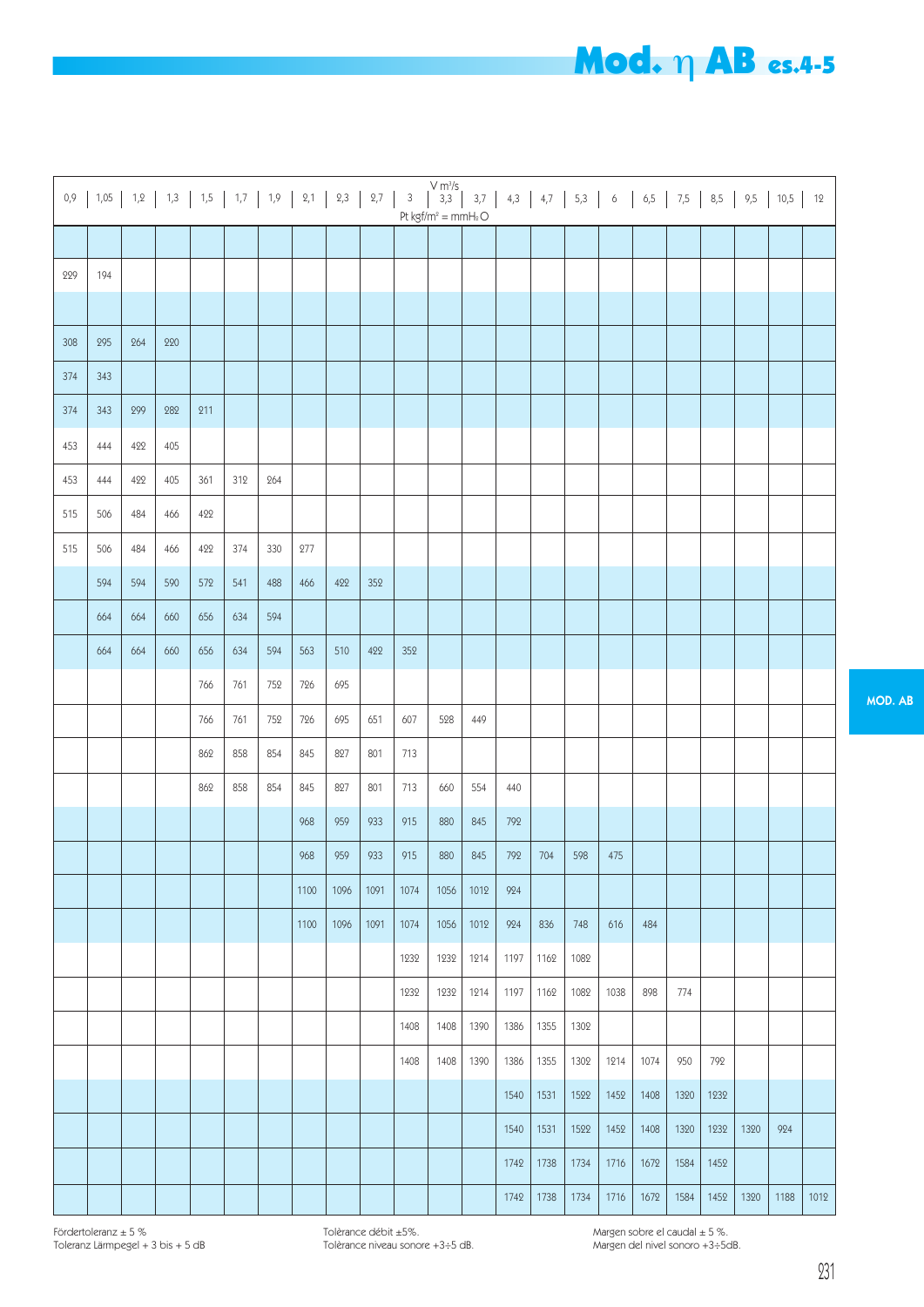# Mod. η AB es.4-5

V $m^3/s$ — Pt $kgf/m^2$ = $mmH_2O$

| 0,9 | 1,05 | 1,2 | 1,3 | 1,5 | 1,7 | 1,9 | 2,1 | 2,3 | 2,7 | 3 | 3,3 | 3,7 | 4,3 | 4,7 | 5,3 | 6 | 6,5 | 7,5 | 8,5 | 9,5 | 10,5 | 12 |
|---|---|---|---|---|---|---|---|---|---|---|---|---|---|---|---|---|---|---|---|---|---|---|
| | | | | | | | | | | | | | | | | | | | | | | |
| 229 | 194 | | | | | | | | | | | | | | | | | | | | | |
| | | | | | | | | | | | | | | | | | | | | | | |
| 308 | 295 | 264 | 220 | | | | | | | | | | | | | | | | | | | |
| 374 | 343 | | | | | | | | | | | | | | | | | | | | | |
| 374 | 343 | 299 | 282 | 211 | | | | | | | | | | | | | | | | | | |
| 453 | 444 | 422 | 405 | | | | | | | | | | | | | | | | | | | |
| 453 | 444 | 422 | 405 | 361 | 312 | 264 | | | | | | | | | | | | | | | | |
| 515 | 506 | 484 | 466 | 422 | | | | | | | | | | | | | | | | | | |
| 515 | 506 | 484 | 466 | 422 | 374 | 330 | 277 | | | | | | | | | | | | | | | |
| | 594 | 594 | 590 | 572 | 541 | 488 | 466 | 422 | 352 | | | | | | | | | | | | | |
| | 664 | 664 | 660 | 656 | 634 | 594 | | | | | | | | | | | | | | | | |
| | 664 | 664 | 660 | 656 | 634 | 594 | 563 | 510 | 422 | 352 | | | | | | | | | | | | |
| | | | | 766 | 761 | 752 | 726 | 695 | | | | | | | | | | | | | | |
| | | | | 766 | 761 | 752 | 726 | 695 | 651 | 607 | 528 | 449 | | | | | | | | | | |
| | | | | 862 | 858 | 854 | 845 | 827 | 801 | 713 | | | | | | | | | | | | |
| | | | | 862 | 858 | 854 | 845 | 827 | 801 | 713 | 660 | 554 | 440 | | | | | | | | | |
| | | | | | | | 968 | 959 | 933 | 915 | 880 | 845 | 792 | | | | | | | | | |
| | | | | | | | 968 | 959 | 933 | 915 | 880 | 845 | 792 | 704 | 598 | 475 | | | | | | |
| | | | | | | | 1100 | 1096 | 1091 | 1074 | 1056 | 1012 | 924 | | | | | | | | | |
| | | | | | | | 1100 | 1096 | 1091 | 1074 | 1056 | 1012 | 924 | 836 | 748 | 616 | 484 | | | | | |
| | | | | | | | | | | 1232 | 1232 | 1214 | 1197 | 1162 | 1082 | | | | | | | |
| | | | | | | | | | | 1232 | 1232 | 1214 | 1197 | 1162 | 1082 | 1038 | 898 | 774 | | | | |
| | | | | | | | | | | 1408 | 1408 | 1390 | 1386 | 1355 | 1302 | | | | | | | |
| | | | | | | | | | | 1408 | 1408 | 1390 | 1386 | 1355 | 1302 | 1214 | 1074 | 950 | 792 | | | |
| | | | | | | | | | | | | | 1540 | 1531 | 1522 | 1452 | 1408 | 1320 | 1232 | | | |
| | | | | | | | | | | | | | 1540 | 1531 | 1522 | 1452 | 1408 | 1320 | 1232 | 1320 | 924 | |
| | | | | | | | | | | | | | 1742 | 1738 | 1734 | 1716 | 1672 | 1584 | 1452 | | | |
| | | | | | | | | | | | | | 1742 | 1738 | 1734 | 1716 | 1672 | 1584 | 1452 | 1320 | 1188 | 1012 |

Fördertoleranz ± 5 %
Toleranz Lärmpegel + 3 bis + 5 dB

Tolérance débit ±5%.
Tolérance niveau sonore +3÷5 dB.

Margen sobre el caudal ± 5 %.
Margen del nivel sonoro +3÷5dB.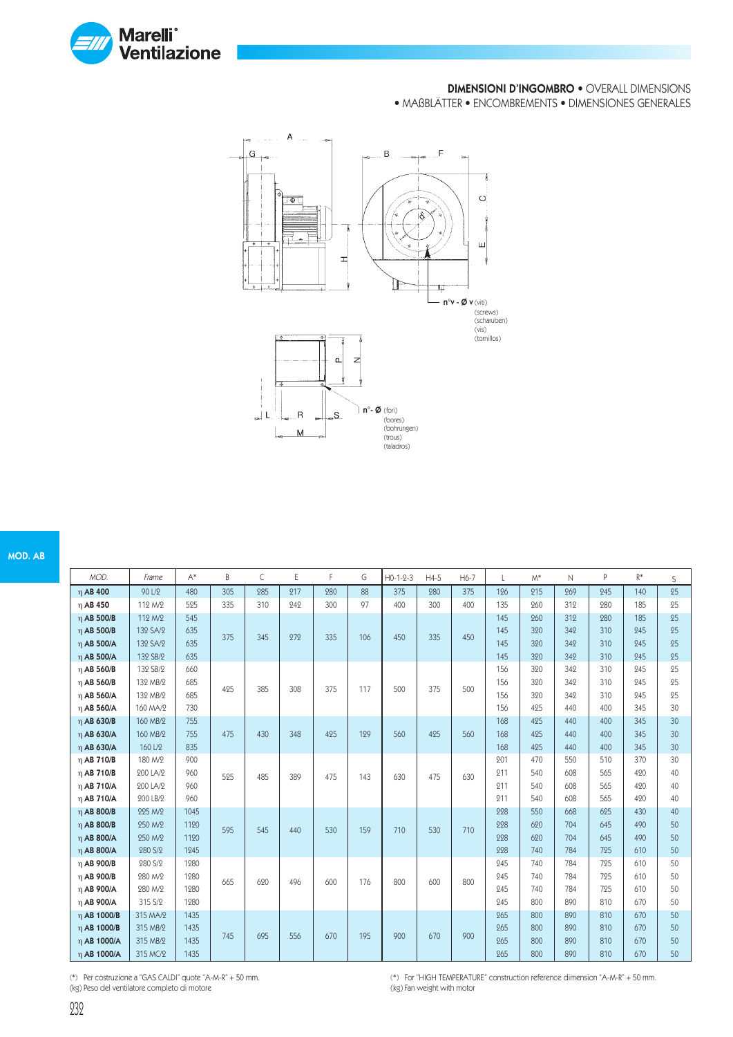**DIMENSIONI D'INGOMBRO** • OVERALL DIMENSIONS
• MAßBLÄTTER • ENCOMBREMENTS • DIMENSIONES GENERALES

n°v - Ø v (viti) (screws) (scharuben) (vis) (tornillos)

n°- Ø (fori) (bores) (bohrungen) (trous) (taladros)

MOD. AB

| MOD. | Frame | A* | B | C | E | F | G | H0-1-2-3 | H4-5 | H6-7 | L | M* | N | P | R* | S |
|---|---|---|---|---|---|---|---|---|---|---|---|---|---|---|---|---|
| η AB 400 | 90 L/2 | 480 | 305 | 285 | 217 | 280 | 88 | 375 | 280 | 375 | 126 | 215 | 269 | 245 | 140 | 25 |
| η AB 450 | 112 M/2 | 525 | 335 | 310 | 242 | 300 | 97 | 400 | 300 | 400 | 135 | 260 | 312 | 280 | 185 | 25 |
| η AB 500/B | 112 M/2 | 545 | 375 | 345 | 272 | 335 | 106 | 450 | 335 | 450 | 145 | 260 | 312 | 280 | 185 | 25 |
| η AB 500/B | 132 SA/2 | 635 | | | | | | | | | 145 | 320 | 342 | 310 | 245 | 25 |
| η AB 500/A | 132 SA/2 | 635 | | | | | | | | | 145 | 320 | 342 | 310 | 245 | 25 |
| η AB 500/A | 132 SB/2 | 635 | | | | | | | | | 145 | 320 | 342 | 310 | 245 | 25 |
| η AB 560/B | 132 SB/2 | 660 | 425 | 385 | 308 | 375 | 117 | 500 | 375 | 500 | 156 | 320 | 342 | 310 | 245 | 25 |
| η AB 560/B | 132 MB/2 | 685 | | | | | | | | | 156 | 320 | 342 | 310 | 245 | 25 |
| η AB 560/A | 132 MB/2 | 685 | | | | | | | | | 156 | 320 | 342 | 310 | 245 | 25 |
| η AB 560/A | 160 MA/2 | 730 | | | | | | | | | 156 | 425 | 440 | 400 | 345 | 30 |
| η AB 630/B | 160 MB/2 | 755 | 475 | 430 | 348 | 425 | 129 | 560 | 425 | 560 | 168 | 425 | 440 | 400 | 345 | 30 |
| η AB 630/A | 160 MB/2 | 755 | | | | | | | | | 168 | 425 | 440 | 400 | 345 | 30 |
| η AB 630/A | 160 L/2 | 835 | | | | | | | | | 168 | 425 | 440 | 400 | 345 | 30 |
| η AB 710/B | 180 M/2 | 900 | 525 | 485 | 389 | 475 | 143 | 630 | 475 | 630 | 201 | 470 | 550 | 510 | 370 | 30 |
| η AB 710/B | 200 LA/2 | 960 | | | | | | | | | 211 | 540 | 608 | 565 | 420 | 40 |
| η AB 710/A | 200 LA/2 | 960 | | | | | | | | | 211 | 540 | 608 | 565 | 420 | 40 |
| η AB 710/A | 200 LB/2 | 960 | | | | | | | | | 211 | 540 | 608 | 565 | 420 | 40 |
| η AB 800/B | 225 M/2 | 1045 | 595 | 545 | 440 | 530 | 159 | 710 | 530 | 710 | 228 | 550 | 668 | 625 | 430 | 40 |
| η AB 800/B | 250 M/2 | 1120 | | | | | | | | | 228 | 620 | 704 | 645 | 490 | 50 |
| η AB 800/A | 250 M/2 | 1120 | | | | | | | | | 228 | 620 | 704 | 645 | 490 | 50 |
| η AB 800/A | 280 S/2 | 1245 | | | | | | | | | 228 | 740 | 784 | 725 | 610 | 50 |
| η AB 900/B | 280 S/2 | 1280 | 665 | 620 | 496 | 600 | 176 | 800 | 600 | 800 | 245 | 740 | 784 | 725 | 610 | 50 |
| η AB 900/B | 280 M/2 | 1280 | | | | | | | | | 245 | 740 | 784 | 725 | 610 | 50 |
| η AB 900/A | 280 M/2 | 1280 | | | | | | | | | 245 | 740 | 784 | 725 | 610 | 50 |
| η AB 900/A | 315 S/2 | 1280 | | | | | | | | | 245 | 800 | 890 | 810 | 670 | 50 |
| η AB 1000/B | 315 MA/2 | 1435 | 745 | 695 | 556 | 670 | 195 | 900 | 670 | 900 | 265 | 800 | 890 | 810 | 670 | 50 |
| η AB 1000/B | 315 MB/2 | 1435 | | | | | | | | | 265 | 800 | 890 | 810 | 670 | 50 |
| η AB 1000/A | 315 MB/2 | 1435 | | | | | | | | | 265 | 800 | 890 | 810 | 670 | 50 |
| η AB 1000/A | 315 MC/2 | 1435 | | | | | | | | | 265 | 800 | 890 | 810 | 670 | 50 |

(*) Per costruzione a "GAS CALDI" quote "A-M-R" + 50 mm.
(kg) Peso del ventilatore completo di motore

(*) For "HIGH TEMPERATURE" construction reference dimension "A-M-R" + 50 mm.
(kg) Fan weight with motor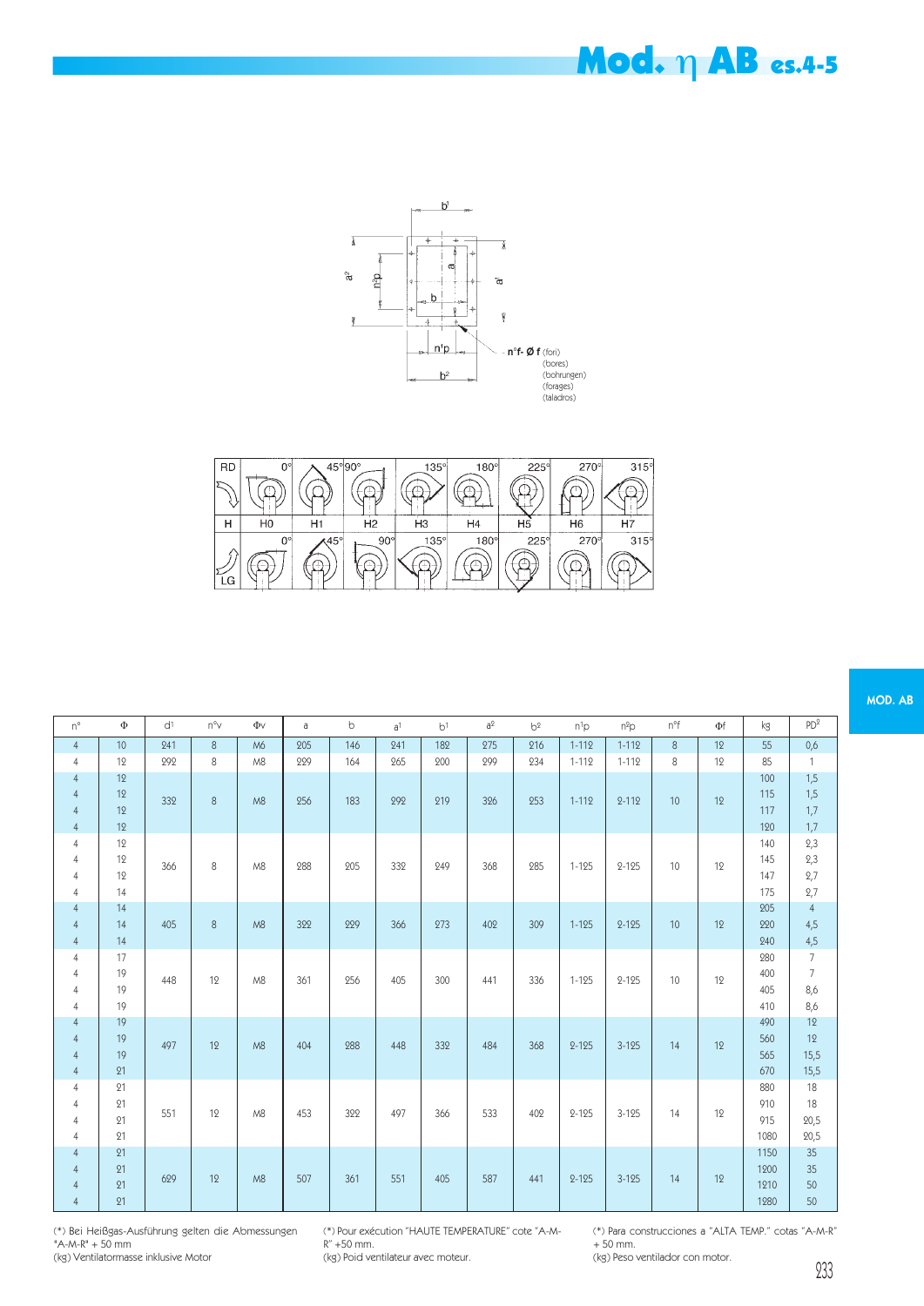# Mod. η AB es.4-5

b¹

a²

n²p

a

b

a¹

n¹p

b²

n°f- Ø f (fori)
(bores)
(bohrungen)
(forages)
(taladros)

| RD | 0° | 45° | 90° | 135° | 180° | 225° | 270° | 315° |
|---|---|---|---|---|---|---|---|---|
| H | H0 | H1 | H2 | H3 | H4 | H5 | H6 | H7 |
| LG | 0° | 45° | 90° | 135° | 180° | 225° | 270° | 315° |

MOD. AB

| n° | Φ | d¹ | n°v | Φv | a | b | a¹ | b¹ | a² | b² | n¹p | n²p | n°f | Φf | kg | PD² |
|---|---|---|---|---|---|---|---|---|---|---|---|---|---|---|---|---|
| 4 | 10 | 241 | 8 | M6 | 205 | 146 | 241 | 182 | 275 | 216 | 1-112 | 1-112 | 8 | 12 | 55 | 0,6 |
| 4 | 12 | 292 | 8 | M8 | 229 | 164 | 265 | 200 | 299 | 234 | 1-112 | 1-112 | 8 | 12 | 85 | 1 |
| 4 | 12 | 332 | 8 | M8 | 256 | 183 | 292 | 219 | 326 | 253 | 1-112 | 2-112 | 10 | 12 | 100 | 1,5 |
| 4 | 12 | | | | | | | | | | | | | | 115 | 1,5 |
| 4 | 12 | | | | | | | | | | | | | | 117 | 1,7 |
| 4 | 12 | | | | | | | | | | | | | | 120 | 1,7 |
| 4 | 12 | 366 | 8 | M8 | 288 | 205 | 332 | 249 | 368 | 285 | 1-125 | 2-125 | 10 | 12 | 140 | 2,3 |
| 4 | 12 | | | | | | | | | | | | | | 145 | 2,3 |
| 4 | 12 | | | | | | | | | | | | | | 147 | 2,7 |
| 4 | 14 | | | | | | | | | | | | | | 175 | 2,7 |
| 4 | 14 | 405 | 8 | M8 | 322 | 229 | 366 | 273 | 402 | 309 | 1-125 | 2-125 | 10 | 12 | 205 | 4 |
| 4 | 14 | | | | | | | | | | | | | | 220 | 4,5 |
| 4 | 14 | | | | | | | | | | | | | | 240 | 4,5 |
| 4 | 17 | 448 | 12 | M8 | 361 | 256 | 405 | 300 | 441 | 336 | 1-125 | 2-125 | 10 | 12 | 280 | 7 |
| 4 | 19 | | | | | | | | | | | | | | 400 | 7 |
| 4 | 19 | | | | | | | | | | | | | | 405 | 8,6 |
| 4 | 19 | | | | | | | | | | | | | | 410 | 8,6 |
| 4 | 19 | 497 | 12 | M8 | 404 | 288 | 448 | 332 | 484 | 368 | 2-125 | 3-125 | 14 | 12 | 490 | 12 |
| 4 | 19 | | | | | | | | | | | | | | 560 | 12 |
| 4 | 19 | | | | | | | | | | | | | | 565 | 15,5 |
| 4 | 21 | | | | | | | | | | | | | | 670 | 15,5 |
| 4 | 21 | 551 | 12 | M8 | 453 | 322 | 497 | 366 | 533 | 402 | 2-125 | 3-125 | 14 | 12 | 880 | 18 |
| 4 | 21 | | | | | | | | | | | | | | 910 | 18 |
| 4 | 21 | | | | | | | | | | | | | | 915 | 20,5 |
| 4 | 21 | | | | | | | | | | | | | | 1080 | 20,5 |
| 4 | 21 | 629 | 12 | M8 | 507 | 361 | 551 | 405 | 587 | 441 | 2-125 | 3-125 | 14 | 12 | 1150 | 35 |
| 4 | 21 | | | | | | | | | | | | | | 1200 | 35 |
| 4 | 21 | | | | | | | | | | | | | | 1210 | 50 |
| 4 | 21 | | | | | | | | | | | | | | 1280 | 50 |

(*) Bei Heißgas-Ausführung gelten die Abmessungen "A-M-R" + 50 mm
(kg) Ventilatormasse inklusive Motor

(*) Pour exécution "HAUTE TEMPERATURE" cote "A-M-R" +50 mm.
(kg) Poid ventilateur avec moteur.

(*) Para construcciones a "ALTA TEMP." cotas "A-M-R" + 50 mm.
(kg) Peso ventilador con motor.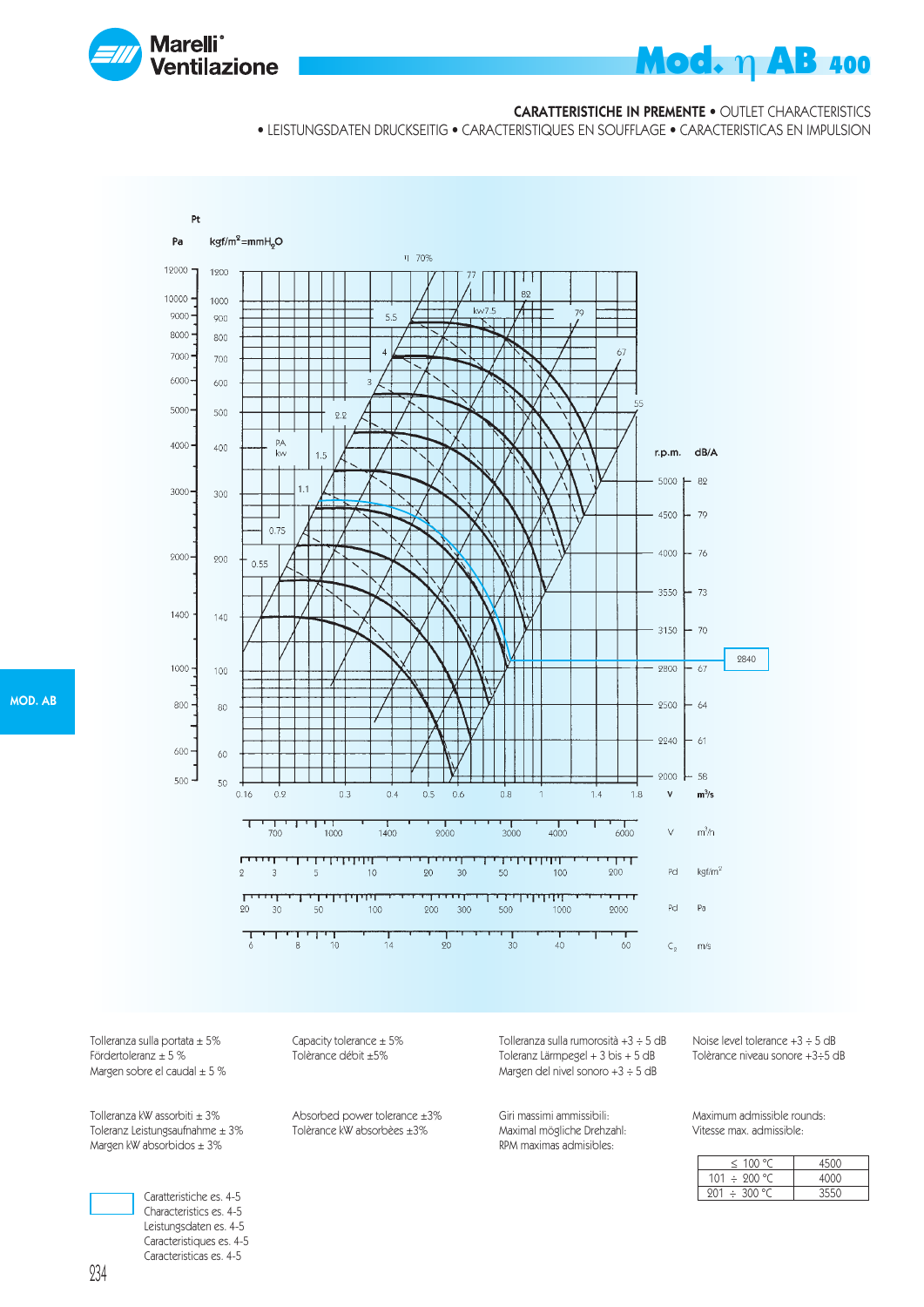# Mod. η AB 400

**CARATTERISTICHE IN PREMENTE** • OUTLET CHARACTERISTICS
• LEISTUNGSDATEN DRUCKSEITIG • CARACTERISTIQUES EN SOUFFLAGE • CARACTERISTICAS EN IMPULSION

MOD. AB

Tolleranza sulla portata ± 5%
Födertoleranz ± 5 %
Margen sobre el caudal ± 5 %

Capacity tolerance ± 5%
Tolèrance débit ±5%

Tolleranza sulla rumorosità +3 ÷ 5 dB
Toleranz Lärmpegel + 3 bis + 5 dB
Margen del nivel sonoro +3 ÷ 5 dB

Noise level tolerance +3 ÷ 5 dB
Tolèrance niveau sonore +3÷5 dB

Tolleranza kW assorbiti ± 3%
Toleranz Leistungsaufnahme ± 3%
Margen kW absorbidos ± 3%

Absorbed power tolerance ±3%
Tolèrance kW absorbèes ±3%

Giri massimi ammissibili:
Maximal mögliche Drehzahl:
RPM maximas admisibles:

Maximum admissible rounds:
Vitesse max. admissible:

| | |
|---|---|
| ≤ 100 °C | 4500 |
| 101 ÷ 200 °C | 4000 |
| 201 ÷ 300 °C | 3550 |

Caratteristiche es. 4-5
Characteristics es. 4-5
Leistungsdaten es. 4-5
Caracteristiques es. 4-5
Caracteristicas es. 4-5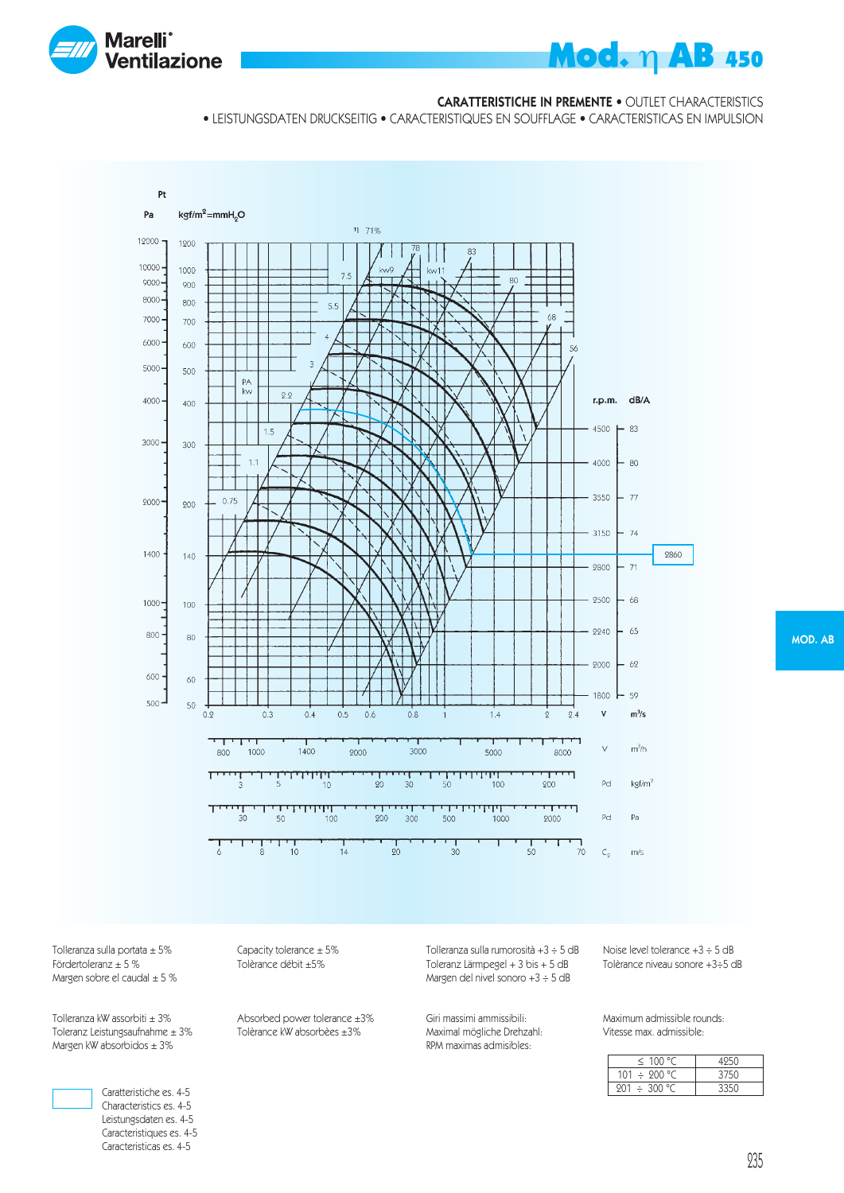# Mod. η AB 450

**CARATTERISTICHE IN PREMENTE** • OUTLET CHARACTERISTICS
• LEISTUNGSDATEN DRUCKSEITIG • CARACTERISTIQUES EN SOUFFLAGE • CARACTERISTICAS EN IMPULSION

MOD. AB

Tolleranza sulla portata ± 5%
Fördertoleranz ± 5 %
Margen sobre el caudal ± 5 %

Capacity tolerance ± 5%
Tolérance débit ±5%

Tolleranza sulla rumorosità +3 ÷ 5 dB
Toleranz Lärmpegel + 3 bis + 5 dB
Margen del nivel sonoro +3 ÷ 5 dB

Noise level tolerance +3 ÷ 5 dB
Tolérance niveau sonore +3÷5 dB

Tolleranza kW assorbiti ± 3%
Toleranz Leistungsaufnahme ± 3%
Margen kW absorbidos ± 3%

Absorbed power tolerance ±3%
Tolérance kW absorbèes ±3%

Giri massimi ammissibili:
Maximal mögliche Drehzahl:
RPM maximas admisibles:

Maximum admissible rounds:
Vitesse max. admissible:

| | |
|---|---|
| ≤ 100 °C | 4250 |
| 101 ÷ 200 °C | 3750 |
| 201 ÷ 300 °C | 3350 |

Caratteristiche es. 4-5
Characteristics es. 4-5
Leistungsdaten es. 4-5
Caractéristiques es. 4-5
Caracteristicas es. 4-5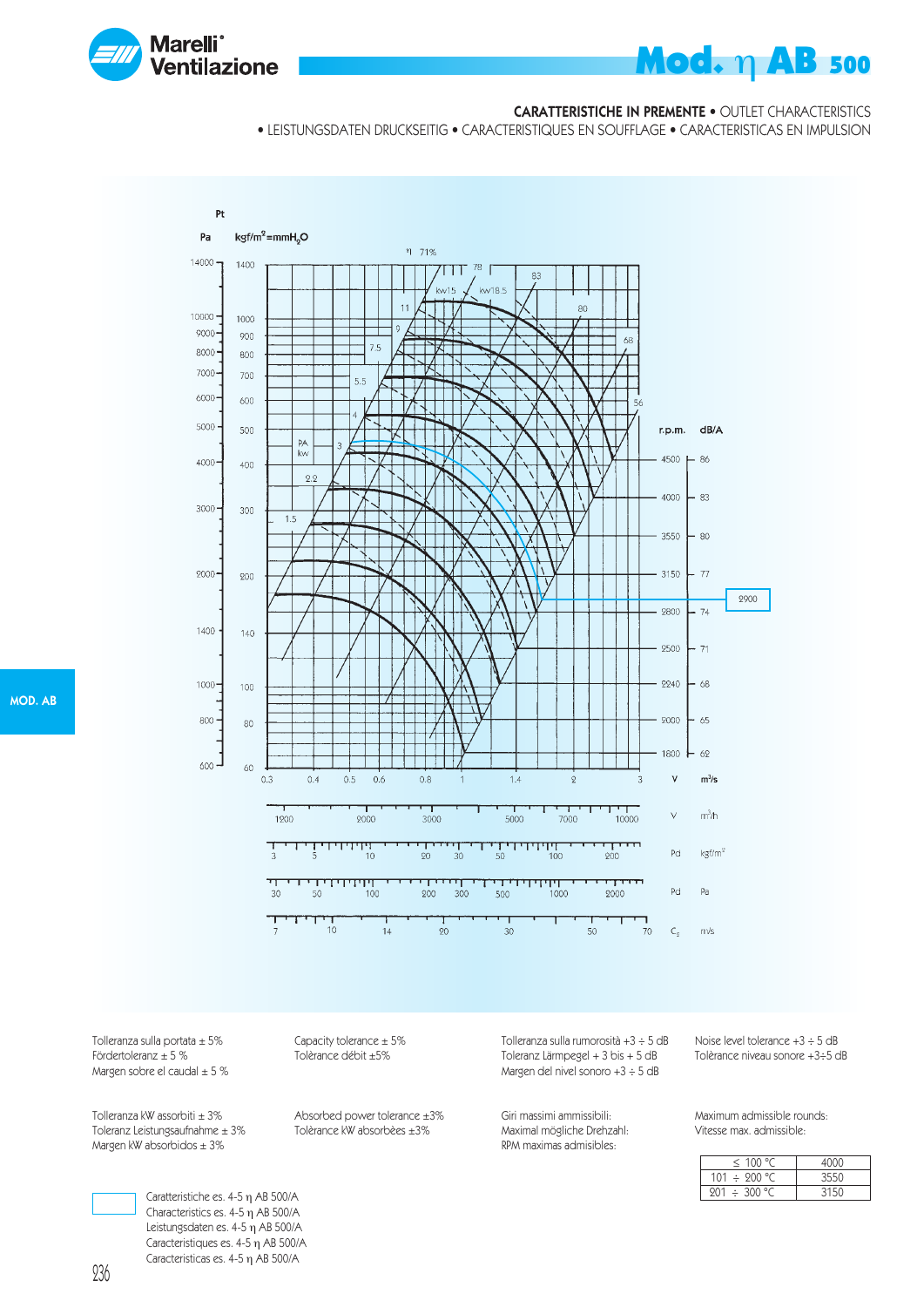# Mod. η AB 500

**CARATTERISTICHE IN PREMENTE** • OUTLET CHARACTERISTICS
• LEISTUNGSDATEN DRUCKSEITIG • CARACTERISTIQUES EN SOUFFLAGE • CARACTERISTICAS EN IMPULSION

Tolleranza sulla portata ± 5%
Fördertoleranz ± 5 %
Margen sobre el caudal ± 5 %

Capacity tolerance ± 5%
Tolèrance débit ±5%

Tolleranza sulla rumorosità +3 ÷ 5 dB
Toleranz Lärmpegel + 3 bis + 5 dB
Margen del nivel sonoro +3 ÷ 5 dB

Noise level tolerance +3 ÷ 5 dB
Tolèrance niveau sonore +3÷5 dB

Tolleranza kW assorbiti ± 3%
Toleranz Leistungsaufnahme ± 3%
Margen kW absorbidos ± 3%

Absorbed power tolerance ±3%
Tolèrance kW absorbèes ±3%

Giri massimi ammissibili:
Maximal mögliche Drehzahl:
RPM maximas admisibles:

Maximum admissible rounds:
Vitesse max. admissible:

| | |
|---|---|
| ≤ 100 °C | 4000 |
| 101 ÷ 200 °C | 3550 |
| 201 ÷ 300 °C | 3150 |

Caratteristiche es. 4-5 η AB 500/A
Characteristics es. 4-5 η AB 500/A
Leistungsdaten es. 4-5 η AB 500/A
Caractèristiques es. 4-5 η AB 500/A
Caracteristicas es. 4-5 η AB 500/A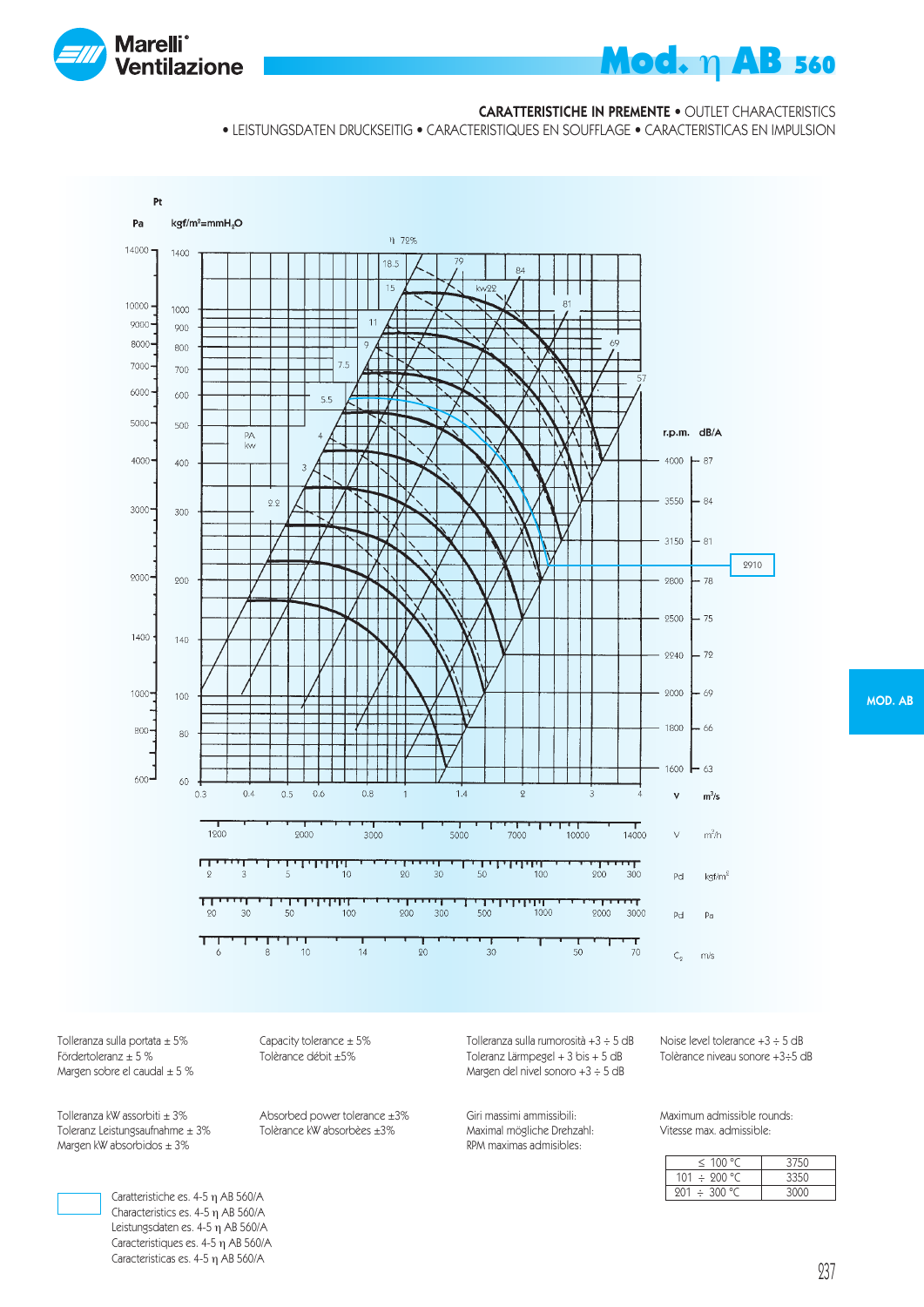# Mod. η AB 560

**CARATTERISTICHE IN PREMENTE** • OUTLET CHARACTERISTICS
• LEISTUNGSDATEN DRUCKSEITIG • CARACTERISTIQUES EN SOUFFLAGE • CARACTERISTICAS EN IMPULSION

Tolleranza sulla portata ± 5%
Fördertoleranz ± 5 %
Margen sobre el caudal ± 5 %

Capacity tolerance ± 5%
Tolèrance débit ±5%

Tolleranza sulla rumorosità +3 ÷ 5 dB
Toleranz Lärmpegel + 3 bis + 5 dB
Margen del nivel sonoro +3 ÷ 5 dB

Noise level tolerance +3 ÷ 5 dB
Tolèrance niveau sonore +3÷5 dB

Tolleranza kW assorbiti ± 3%
Toleranz Leistungsaufnahme ± 3%
Margen kW absorbidos ± 3%

Absorbed power tolerance ±3%
Tolèrance kW absorbèes ±3%

Giri massimi ammissibili:
Maximal mögliche Drehzahl:
RPM maximas admisibles:

Maximum admissible rounds:
Vitesse max. admissible:

| | |
|---|---|
| ≤ 100 °C | 3750 |
| 101 ÷ 200 °C | 3350 |
| 201 ÷ 300 °C | 3000 |

Caratteristiche es. 4-5 η AB 560/A
Characteristics es. 4-5 η AB 560/A
Leistungsdaten es. 4-5 η AB 560/A
Caracteristiques es. 4-5 η AB 560/A
Caracteristicas es. 4-5 η AB 560/A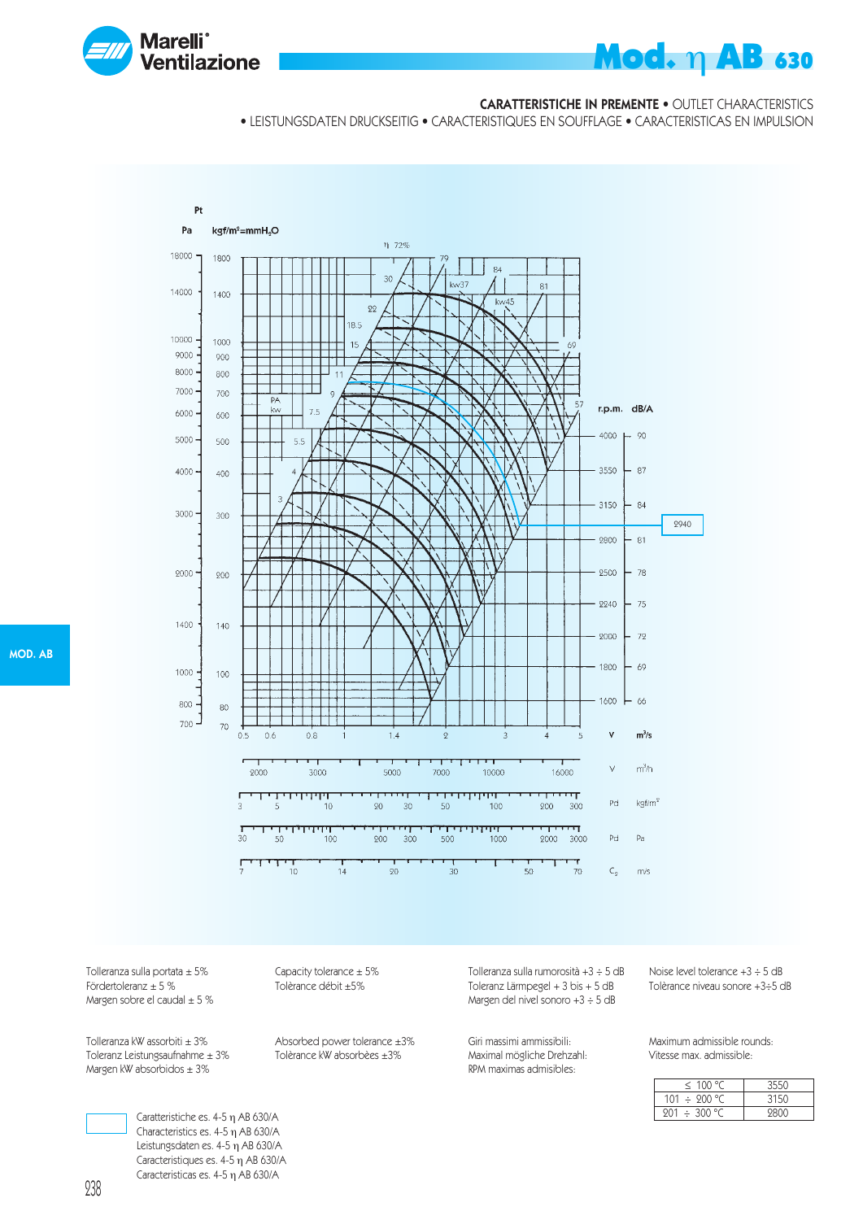# Mod. η AB 630

**CARATTERISTICHE IN PREMENTE** • OUTLET CHARACTERISTICS
• LEISTUNGSDATEN DRUCKSEITIG • CARACTERISTIQUES EN SOUFFLAGE • CARACTERISTICAS EN IMPULSION

Tolleranza sulla portata ± 5%
Fördertoleranz ± 5 %
Margen sobre el caudal ± 5 %

Capacity tolerance ± 5%
Tolérance débit ±5%

Tolleranza sulla rumorosità +3 ÷ 5 dB
Toleranz Lärmpegel + 3 bis + 5 dB
Margen del nivel sonoro +3 ÷ 5 dB

Noise level tolerance +3 ÷ 5 dB
Tolérance niveau sonore +3÷5 dB

Tolleranza kW assorbiti ± 3%
Toleranz Leistungsaufnahme ± 3%
Margen kW absorbidos ± 3%

Absorbed power tolerance ±3%
Tolérance kW absorbées ±3%

Giri massimi ammissibili:
Maximal mögliche Drehzahl:
RPM maximas admisibles:

Maximum admissible rounds:
Vitesse max. admissible:

| Temperature | RPM |
|---|---|
| ≤ 100 °C | 3550 |
| 101 ÷ 200 °C | 3150 |
| 201 ÷ 300 °C | 2800 |

Caratteristiche es. 4-5 η AB 630/A
Characteristics es. 4-5 η AB 630/A
Leistungsdaten es. 4-5 η AB 630/A
Caractéristiques es. 4-5 η AB 630/A
Caracteristicas es. 4-5 η AB 630/A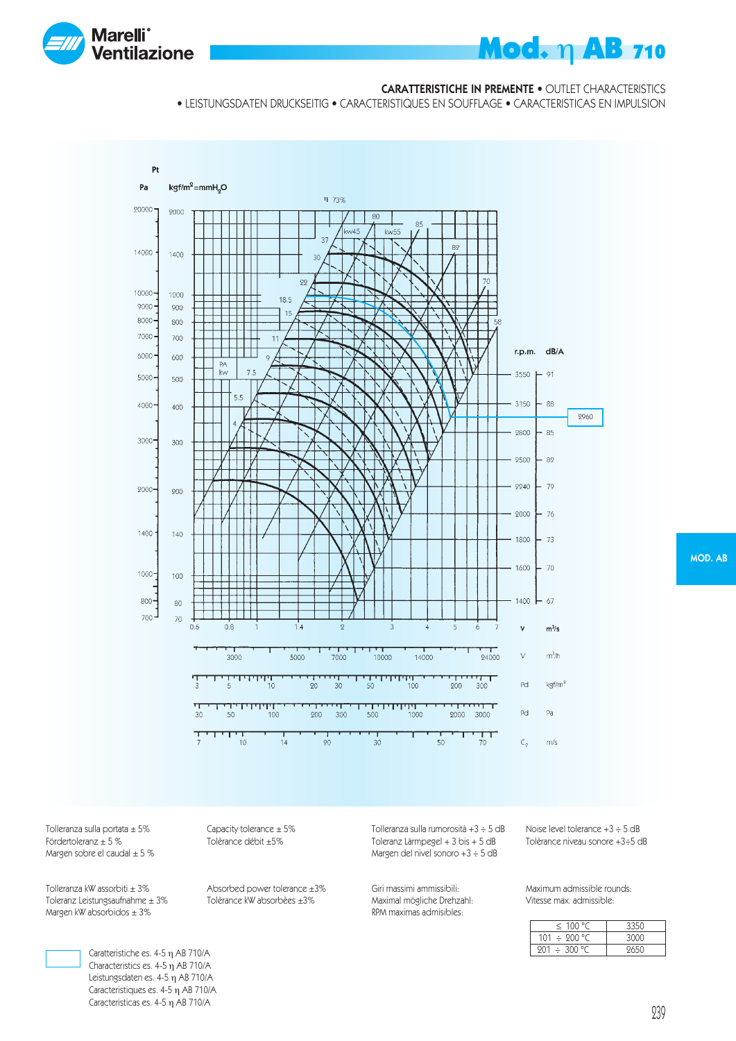# Mod. η AB 710

**CARATTERISTICHE IN PREMENTE** • OUTLET CHARACTERISTICS
• LEISTUNGSDATEN DRUCKSEITIG • CARACTERISTIQUES EN SOUFFLAGE • CARACTERISTICAS EN IMPULSION

Tolleranza sulla portata ± 5%
Fördertoleranz ± 5 %
Margen sobre el caudal ± 5 %

Capacity tolerance ± 5%
Tolèrance débit ±5%

Tolleranza sulla rumorosità +3 ÷ 5 dB
Toleranz Lärmpegel + 3 bis + 5 dB
Margen del nivel sonoro +3 ÷ 5 dB

Noise level tolerance +3 ÷ 5 dB
Tolèrance niveau sonore +3÷5 dB

Tolleranza kW assorbiti ± 3%
Toleranz Leistungsaufnahme ± 3%
Margen kW absorbidos ± 3%

Absorbed power tolerance ±3%
Tolèrance kW absorbèes ±3%

Giri massimi ammissibili:
Maximal mögliche Drehzahl:
RPM maximas admisibles:

Maximum admissible rounds:
Vitesse max. admissible:

| | |
|---|---|
| ≤ 100 °C | 3350 |
| 101 ÷ 200 °C | 3000 |
| 201 ÷ 300 °C | 2650 |

Caratteristiche es. 4-5 η AB 710/A
Characteristics es. 4-5 η AB 710/A
Leistungsdaten es. 4-5 η AB 710/A
Caractéristiques es. 4-5 η AB 710/A
Caracteristicas es. 4-5 η AB 710/A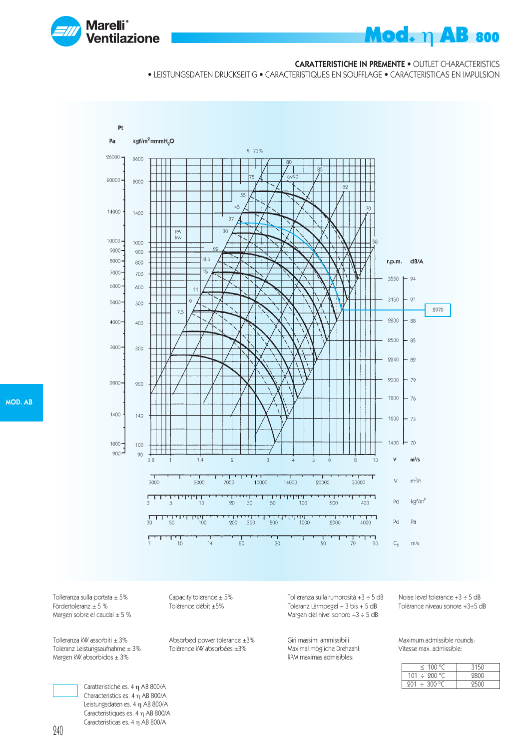# Mod. η AB 800

**CARATTERISTICHE IN PREMENTE** • OUTLET CHARACTERISTICS
• LEISTUNGSDATEN DRUCKSEITIG • CARACTERISTIQUES EN SOUFFLAGE • CARACTERISTICAS EN IMPULSION

Tolleranza sulla portata ± 5%
Fördertoleranz ± 5 %
Margen sobre el caudal ± 5 %

Capacity tolerance ± 5%
Tolèrance débit ±5%

Tolleranza sulla rumorosità +3 ÷ 5 dB
Toleranz Lärmpegel + 3 bis + 5 dB
Margen del nivel sonoro +3 ÷ 5 dB

Noise level tolerance +3 ÷ 5 dB
Tolèrance niveau sonore +3÷5 dB

Tolleranza kW assorbiti ± 3%
Toleranz Leistungsaufnahme ± 3%
Margen kW absorbidos ± 3%

Absorbed power tolerance ±3%
Tolérance kW absorbèes ±3%

Giri massimi ammissibili:
Maximal mögliche Drehzahl:
RPM maximas admisibles:

Maximum admissible rounds:
Vitesse max. admissible:

| ≤ 100 °C | 3150 |
|---|---|
| 101 ÷ 200 °C | 2800 |
| 201 ÷ 300 °C | 2500 |

Caratteristiche es. 4 η AB 800/A
Characteristics es. 4 η AB 800/A
Leistungsdaten es. 4 η AB 800/A
Caracteristiques es. 4 η AB 800/A
Caracteristicas es. 4 η AB 800/A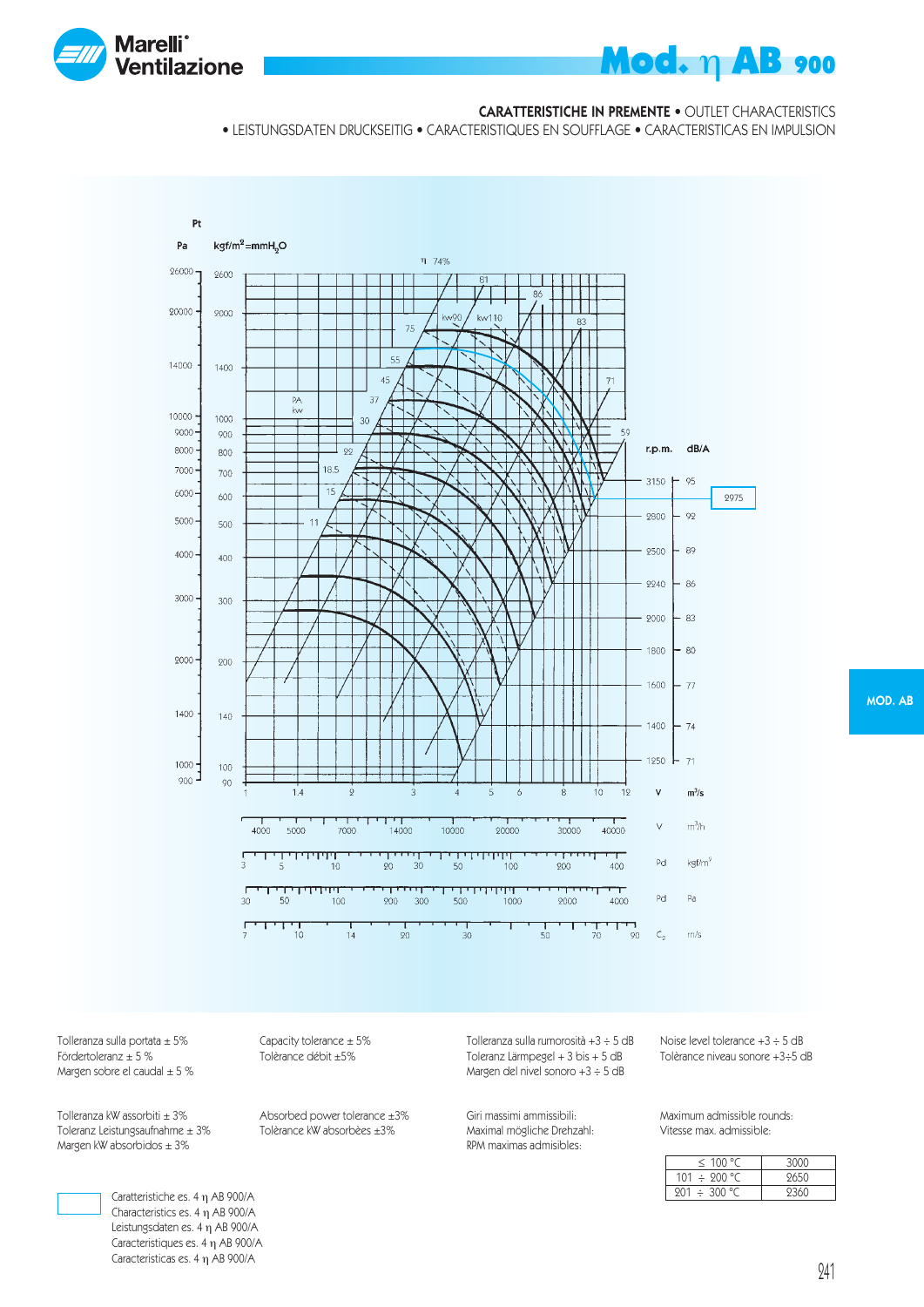# Mod. η AB 900

**CARATTERISTICHE IN PREMENTE** • OUTLET CHARACTERISTICS • LEISTUNGSDATEN DRUCKSEITIG • CARACTERISTIQUES EN SOUFFLAGE • CARACTERISTICAS EN IMPULSION

MOD. AB

Tolleranza sulla portata ± 5%
Fördertoleranz ± 5 %
Margen sobre el caudal ± 5 %

Capacity tolerance ± 5%
Tolérance débit ±5%

Tolleranza sulla rumorosità +3 ÷ 5 dB
Toleranz Lärmpegel + 3 bis + 5 dB
Margen del nivel sonoro +3 ÷ 5 dB

Noise level tolerance +3 ÷ 5 dB
Tolérance niveau sonore +3÷5 dB

Tolleranza kW assorbiti ± 3%
Toleranz Leistungsaufnahme ± 3%
Margen kW absorbidos ± 3%

Absorbed power tolerance ±3%
Tolérance kW absorbées ±3%

Giri massimi ammissibili:
Maximal mögliche Drehzahl:
RPM maximas admisibles:

Maximum admissible rounds:
Vitesse max. admissible:

| | |
|---|---|
| ≤ 100 °C | 3000 |
| 101 ÷ 200 °C | 2650 |
| 201 ÷ 300 °C | 2360 |

Caratteristiche es. 4 η AB 900/A
Characteristics es. 4 η AB 900/A
Leistungsdaten es. 4 η AB 900/A
Caracteristiques es. 4 η AB 900/A
Caracteristicas es. 4 η AB 900/A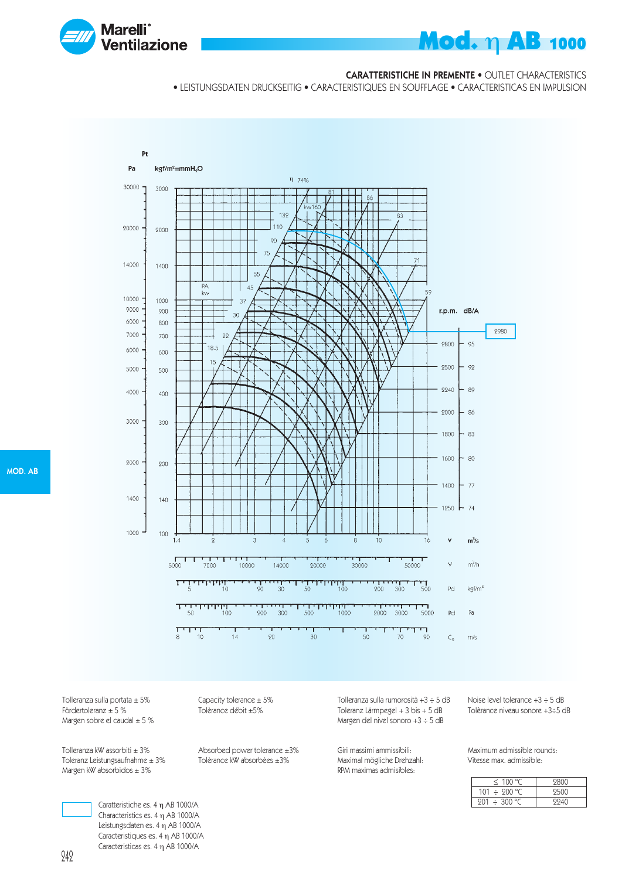# Mod. η AB 1000

**CARATTERISTICHE IN PREMENTE** • OUTLET CHARACTERISTICS
• LEISTUNGSDATEN DRUCKSEITIG • CARACTERISTIQUES EN SOUFFLAGE • CARACTERISTICAS EN IMPULSION

MOD. AB

Tolleranza sulla portata ± 5%
Fördertoleranz ± 5 %
Margen sobre el caudal ± 5 %

Capacity tolerance ± 5%
Tolèrance débit ±5%

Tolleranza sulla rumorosità +3 ÷ 5 dB
Toleranz Lärmpegel + 3 bis + 5 dB
Margen del nivel sonoro +3 ÷ 5 dB

Noise level tolerance +3 ÷ 5 dB
Tolèrance niveau sonore +3÷5 dB

Tolleranza kW assorbiti ± 3%
Toleranz Leistungsaufnahme ± 3%
Margen kW absorbidos ± 3%

Absorbed power tolerance ±3%
Tolèrance kW absorbèes ±3%

Giri massimi ammissibili:
Maximal mögliche Drehzahl:
RPM maximas admisibles:

Maximum admissible rounds:
Vitesse max. admissible:

| | |
|---|---|
| ≤ 100 °C | 2800 |
| 101 ÷ 200 °C | 2500 |
| 201 ÷ 300 °C | 2240 |

Caratteristiche es. 4 η AB 1000/A
Characteristics es. 4 η AB 1000/A
Leistungsdaten es. 4 η AB 1000/A
Caracteristiques es. 4 η AB 1000/A
Caracteristicas es. 4 η AB 1000/A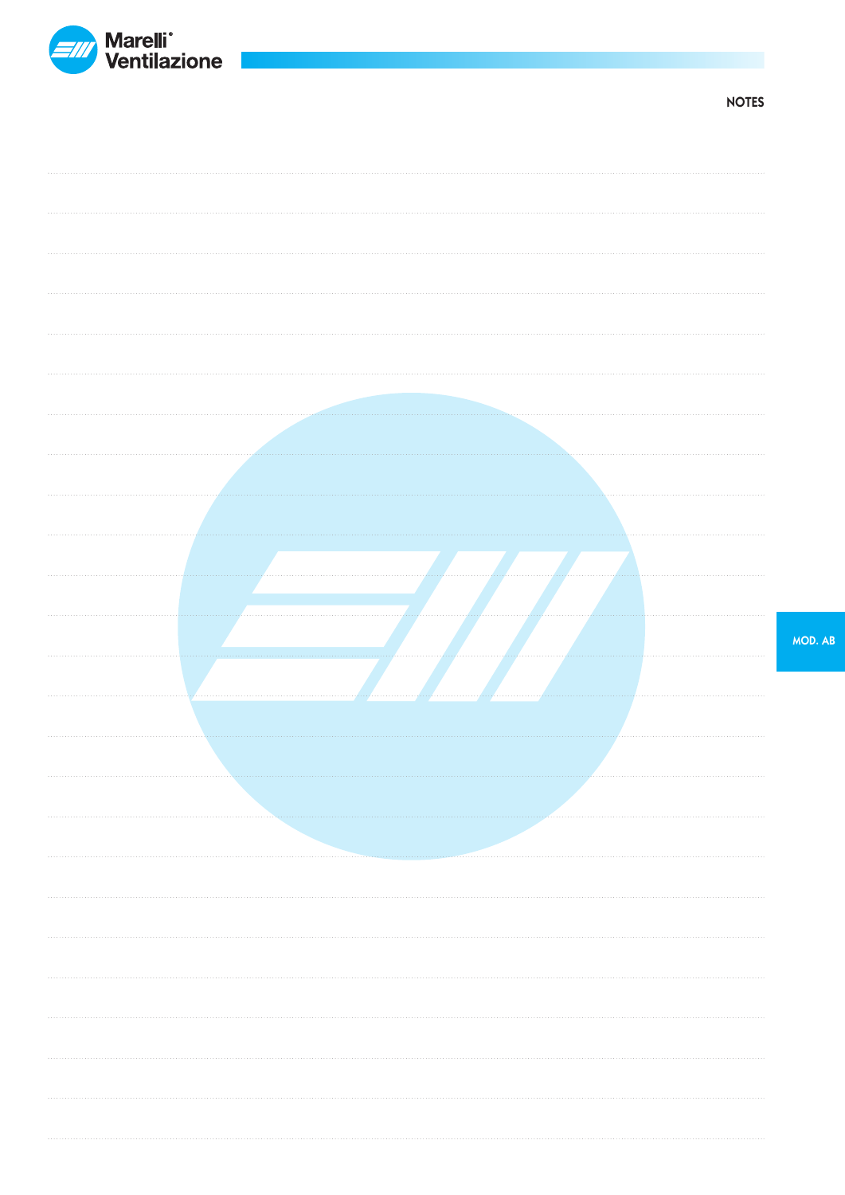## NOTES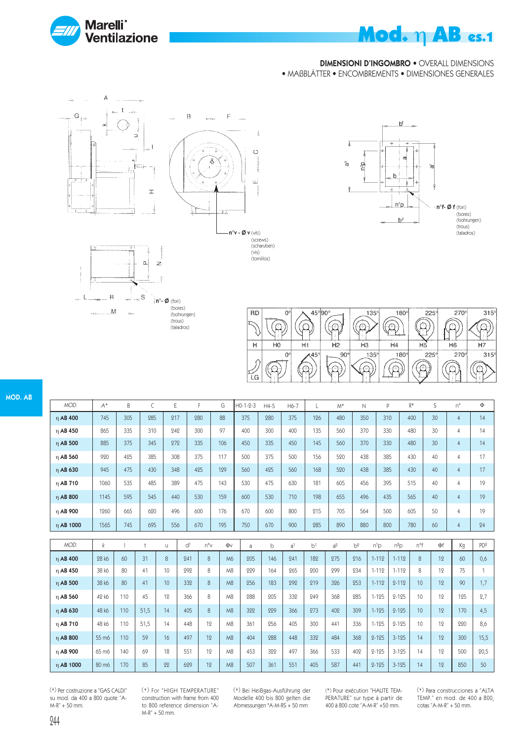# Mod. η AB es.1

**DIMENSIONI D'INGOMBRO** • OVERALL DIMENSIONS
• MAßBLÄTTER • ENCOMBREMENTS • DIMENSIONES GENERALES

n°v - Ø v (viti) (screws) (schrauben) (vis) (tornillos)

n°- Ø (fori) (bores) (bohrungen) (trous) (taladros)

n°f- Ø f (fori) (bores) (bohrungen) (trous) (taladros)

| RD | 0° | 45° | 90° | 135° | 180° | 225° | 270° | 315° |
|---|---|---|---|---|---|---|---|---|
| H | H0 | H1 | H2 | H3 | H4 | H5 | H6 | H7 |
| LG | 0° | 45° | 90° | 135° | 180° | 225° | 270° | 315° |

MOD. AB

| MOD. | A* | B | C | E | F | G | H0-1-2-3 | H4-5 | H6-7 | L | M* | N | P | R* | S | n° | Φ |
|---|---|---|---|---|---|---|---|---|---|---|---|---|---|---|---|---|---|
| η AB 400 | 745 | 305 | 285 | 217 | 280 | 88 | 375 | 280 | 375 | 126 | 480 | 350 | 310 | 400 | 30 | 4 | 14 |
| η AB 450 | 865 | 335 | 310 | 242 | 300 | 97 | 400 | 300 | 400 | 135 | 560 | 370 | 330 | 480 | 30 | 4 | 14 |
| η AB 500 | 885 | 375 | 345 | 272 | 335 | 106 | 450 | 335 | 450 | 145 | 560 | 370 | 330 | 480 | 30 | 4 | 14 |
| η AB 560 | 920 | 425 | 385 | 308 | 375 | 117 | 500 | 375 | 500 | 156 | 520 | 438 | 385 | 430 | 40 | 4 | 17 |
| η AB 630 | 945 | 475 | 430 | 348 | 425 | 129 | 560 | 425 | 560 | 168 | 520 | 438 | 385 | 430 | 40 | 4 | 17 |
| η AB 710 | 1060 | 535 | 485 | 389 | 475 | 143 | 530 | 475 | 630 | 181 | 605 | 456 | 395 | 515 | 40 | 4 | 19 |
| η AB 800 | 1145 | 595 | 545 | 440 | 530 | 159 | 600 | 530 | 710 | 198 | 655 | 496 | 435 | 565 | 40 | 4 | 19 |
| η AB 900 | 1260 | 665 | 620 | 496 | 600 | 176 | 670 | 600 | 800 | 215 | 705 | 564 | 500 | 605 | 50 | 4 | 19 |
| η AB 1000 | 1565 | 745 | 695 | 556 | 670 | 195 | 750 | 670 | 900 | 285 | 890 | 880 | 800 | 780 | 60 | 4 | 24 |

| MOD. | k | l | t | u | d¹ | n°v | Φv | a | b | a¹ | b¹ | a² | b² | n¹p | n²p | n°f | Φf | Kg | PD² |
|---|---|---|---|---|---|---|---|---|---|---|---|---|---|---|---|---|---|---|---|
| η AB 400 | 28 k6 | 60 | 31 | 8 | 241 | 8 | M6 | 205 | 146 | 241 | 182 | 275 | 216 | 1-112 | 1-112 | 8 | 12 | 60 | 0,6 |
| η AB 450 | 38 k6 | 80 | 41 | 10 | 292 | 8 | M8 | 229 | 164 | 265 | 200 | 299 | 234 | 1-112 | 1-112 | 8 | 12 | 75 | 1 |
| η AB 500 | 38 k6 | 80 | 41 | 10 | 332 | 8 | M8 | 256 | 183 | 292 | 219 | 326 | 253 | 1-112 | 2-112 | 10 | 12 | 90 | 1,7 |
| η AB 560 | 42 k6 | 110 | 45 | 12 | 366 | 8 | M8 | 288 | 205 | 332 | 249 | 368 | 285 | 1-125 | 2-125 | 10 | 12 | 125 | 2,7 |
| η AB 630 | 48 k6 | 110 | 51,5 | 14 | 405 | 8 | M8 | 322 | 229 | 366 | 273 | 402 | 309 | 1-125 | 2-125 | 10 | 12 | 170 | 4,5 |
| η AB 710 | 48 k6 | 110 | 51,5 | 14 | 448 | 12 | M8 | 361 | 256 | 405 | 300 | 441 | 336 | 1-125 | 2-125 | 10 | 12 | 220 | 8,6 |
| η AB 800 | 55 m6 | 110 | 59 | 16 | 497 | 12 | M8 | 404 | 288 | 448 | 332 | 484 | 368 | 2-125 | 3-125 | 14 | 12 | 300 | 15,5 |
| η AB 900 | 65 m6 | 140 | 69 | 18 | 551 | 12 | M8 | 453 | 322 | 497 | 366 | 533 | 402 | 2-125 | 3-125 | 14 | 12 | 500 | 20,5 |
| η AB 1000 | 80 m6 | 170 | 85 | 22 | 629 | 12 | M8 | 507 | 361 | 551 | 405 | 587 | 441 | 2-125 | 3-125 | 14 | 12 | 850 | 50 |

(*) Per costruzione a "GAS CALDI" su mod. da 400 a 800 quote "A-M-R" + 50 mm.

(*) For "HIGH TEMPERATURE" construction with frame from 400 to 800 reference dimension "A-M-R" + 50 mm.

(*) Bei Heißgas-Ausführung der Modelle 400 bis 800 gelten die Abmessungen "A-M-RS + 50 mm

(*) Pour exécution "HAUTE TEMPERATURE" sur type à partir de 400 à 800 cote "A-M-R" +50 mm.

(*) Para construcciones a "ALTA TEMP." en mod. de 400 a 800, cotas "A-M-R" + 50 mm.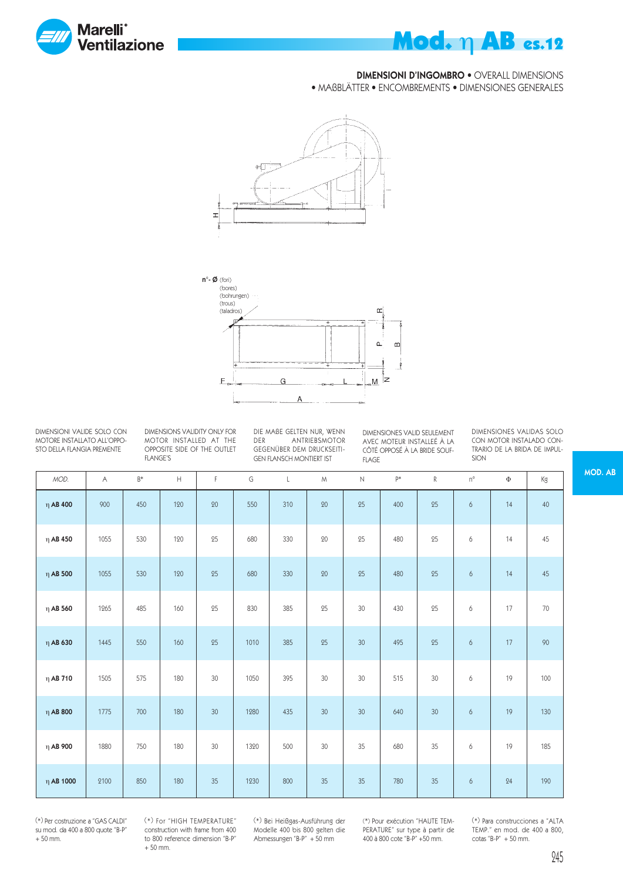# Mod. η AB es.12

**DIMENSIONI D'INGOMBRO** • OVERALL DIMENSIONS
• MAßBLÄTTER • ENCOMBREMENTS • DIMENSIONES GENERALES

n°- Ø (fori) (bores) (bohrungen) (trous) (taladros)

DIMENSIONI VALIDE SOLO CON MOTORE INSTALLATO ALL'OPPOSTO DELLA FLANGIA PREMENTE

DIMENSIONS VALIDITY ONLY FOR MOTOR INSTALLED AT THE OPPOSITE SIDE OF THE OUTLET FLANGE'S

DIE MAßE GELTEN NUR, WENN DER ANTRIEBSMOTOR GEGENÜBER DEM DRUCKSEITIGEN FLANSCH MONTIERT IST

DIMENSIONES VALID SEULEMENT AVEC MOTEUR INSTALLEÉ À LA CÔTÉ OPPOSÉ À LA BRIDE SOUFFLAGE

DIMENSIONES VALIDAS SOLO CON MOTOR INSTALADO CONTRARIO DE LA BRIDA DE IMPULSION

| MOD. | A | B* | H | F | G | L | M | N | P* | R | n° | Φ | Kg |
|---|---|---|---|---|---|---|---|---|---|---|---|---|---|
| η **AB 400** | 900 | 450 | 120 | 20 | 550 | 310 | 20 | 25 | 400 | 25 | 6 | 14 | 40 |
| η **AB 450** | 1055 | 530 | 120 | 25 | 680 | 330 | 20 | 25 | 480 | 25 | 6 | 14 | 45 |
| η **AB 500** | 1055 | 530 | 120 | 25 | 680 | 330 | 20 | 25 | 480 | 25 | 6 | 14 | 45 |
| η **AB 560** | 1265 | 485 | 160 | 25 | 830 | 385 | 25 | 30 | 430 | 25 | 6 | 17 | 70 |
| η **AB 630** | 1445 | 550 | 160 | 25 | 1010 | 385 | 25 | 30 | 495 | 25 | 6 | 17 | 90 |
| η **AB 710** | 1505 | 575 | 180 | 30 | 1050 | 395 | 30 | 30 | 515 | 30 | 6 | 19 | 100 |
| η **AB 800** | 1775 | 700 | 180 | 30 | 1280 | 435 | 30 | 30 | 640 | 30 | 6 | 19 | 130 |
| η **AB 900** | 1880 | 750 | 180 | 30 | 1320 | 500 | 30 | 35 | 680 | 35 | 6 | 19 | 185 |
| η **AB 1000** | 2100 | 850 | 180 | 35 | 1230 | 800 | 35 | 35 | 780 | 35 | 6 | 24 | 190 |

(*) Per costruzione a "GAS CALDI" su mod. da 400 a 800 quote "B-P" + 50 mm.

(*) For "HIGH TEMPERATURE" construction with frame from 400 to 800 reference dimension "B-P" + 50 mm.

(*) Bei Heißgas-Ausführung der Modelle 400 bis 800 gelten die Abmessungen "B-P" + 50 mm

(*) Pour exécution "HAUTE TEMPERATURE" sur type à partir de 400 à 800 cote "B-P" +50 mm.

(*) Para construcciones a "ALTA TEMP." en mod. de 400 a 800, cotas "B-P" + 50 mm.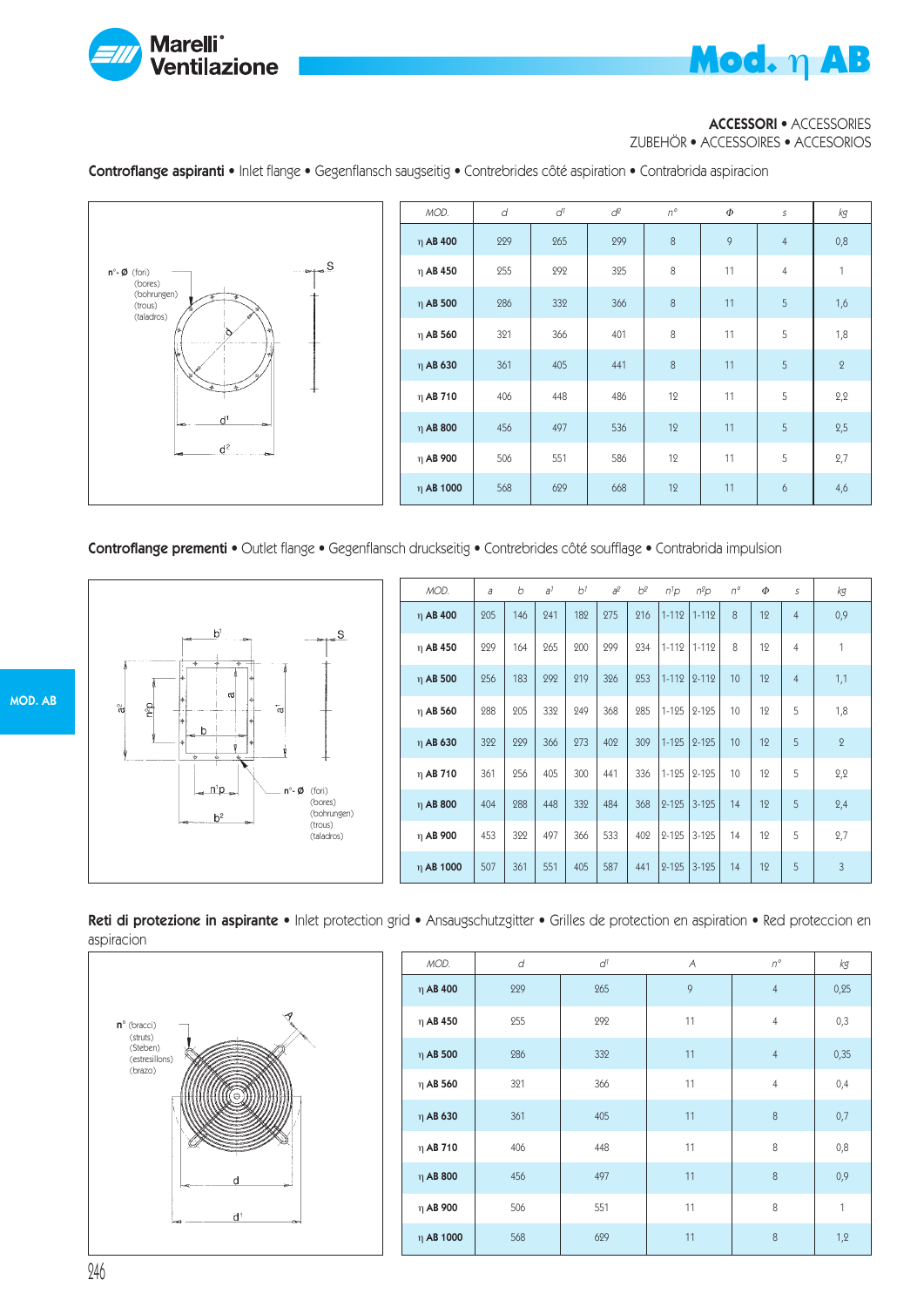**ACCESSORI** • ACCESSORIES
ZUBEHÖR • ACCESSOIRES • ACCESORIOS

## Controflange aspiranti • Inlet flange • Gegenflansch saugseitig • Contrebrides côté aspiration • Contrabrida aspiracion

n°- Ø (fori) (bores) (bohrungen) (trous) (taladros)

| MOD. | d | $d^1$ | $d^2$ | n° | Φ | s | kg |
|---|---|---|---|---|---|---|---|
| η AB 400 | 229 | 265 | 299 | 8 | 9 | 4 | 0,8 |
| η AB 450 | 255 | 292 | 325 | 8 | 11 | 4 | 1 |
| η AB 500 | 286 | 332 | 366 | 8 | 11 | 5 | 1,6 |
| η AB 560 | 321 | 366 | 401 | 8 | 11 | 5 | 1,8 |
| η AB 630 | 361 | 405 | 441 | 8 | 11 | 5 | 2 |
| η AB 710 | 406 | 448 | 486 | 12 | 11 | 5 | 2,2 |
| η AB 800 | 456 | 497 | 536 | 12 | 11 | 5 | 2,5 |
| η AB 900 | 506 | 551 | 586 | 12 | 11 | 5 | 2,7 |
| η AB 1000 | 568 | 629 | 668 | 12 | 11 | 6 | 4,6 |

## Controflange prementi • Outlet flange • Gegenflansch druckseitig • Contrebrides côté soufflage • Contrabrida impulsion

n°- Ø (fori) (bores) (bohrungen) (trous) (taladros)

| MOD. | a | b | $a^1$ | $b^1$ | $a^2$ | $b^2$ | $n^1p$ | $n^2p$ | n° | Φ | s | kg |
|---|---|---|---|---|---|---|---|---|---|---|---|---|
| η AB 400 | 205 | 146 | 241 | 182 | 275 | 216 | 1-112 | 1-112 | 8 | 12 | 4 | 0,9 |
| η AB 450 | 229 | 164 | 265 | 200 | 299 | 234 | 1-112 | 1-112 | 8 | 12 | 4 | 1 |
| η AB 500 | 256 | 183 | 292 | 219 | 326 | 253 | 1-112 | 2-112 | 10 | 12 | 4 | 1,1 |
| η AB 560 | 288 | 205 | 332 | 249 | 368 | 285 | 1-125 | 2-125 | 10 | 12 | 5 | 1,8 |
| η AB 630 | 322 | 229 | 366 | 273 | 402 | 309 | 1-125 | 2-125 | 10 | 12 | 5 | 2 |
| η AB 710 | 361 | 256 | 405 | 300 | 441 | 336 | 1-125 | 2-125 | 10 | 12 | 5 | 2,2 |
| η AB 800 | 404 | 288 | 448 | 332 | 484 | 368 | 2-125 | 3-125 | 14 | 12 | 5 | 2,4 |
| η AB 900 | 453 | 322 | 497 | 366 | 533 | 402 | 2-125 | 3-125 | 14 | 12 | 5 | 2,7 |
| η AB 1000 | 507 | 361 | 551 | 405 | 587 | 441 | 2-125 | 3-125 | 14 | 12 | 5 | 3 |

## Reti di protezione in aspirante • Inlet protection grid • Ansaugschutzgitter • Grilles de protection en aspiration • Red proteccion en aspiracion

n° (bracci) (struts) (Steben) (estresillons) (brazo)

| MOD. | d | $d^1$ | A | n° | kg |
|---|---|---|---|---|---|
| η AB 400 | 229 | 265 | 9 | 4 | 0,25 |
| η AB 450 | 255 | 292 | 11 | 4 | 0,3 |
| η AB 500 | 286 | 332 | 11 | 4 | 0,35 |
| η AB 560 | 321 | 366 | 11 | 4 | 0,4 |
| η AB 630 | 361 | 405 | 11 | 8 | 0,7 |
| η AB 710 | 406 | 448 | 11 | 8 | 0,8 |
| η AB 800 | 456 | 497 | 11 | 8 | 0,9 |
| η AB 900 | 506 | 551 | 11 | 8 | 1 |
| η AB 1000 | 568 | 629 | 11 | 8 | 1,2 |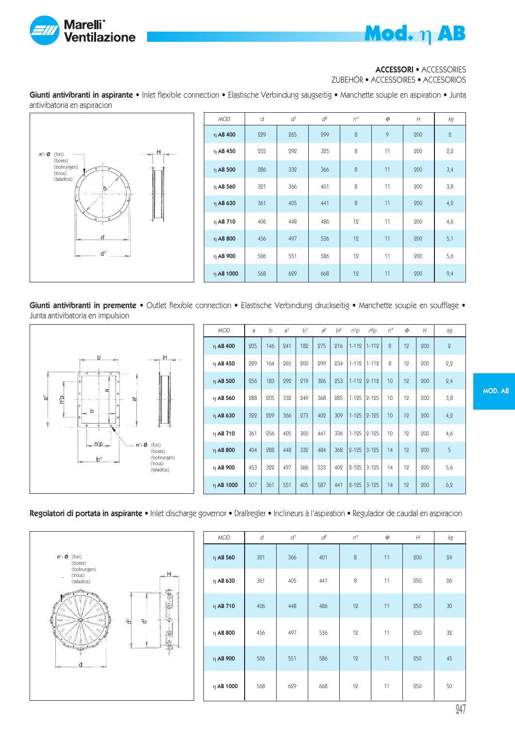**ACCESSORI** • ACCESSORIES
ZUBEHÖR • ACCESSOIRES • ACCESORIOS

**Giunti antivibranti in aspirante** • Inlet flexible connection • Elastische Verbindung saugseitig • Manchette souple en aspiration • Junta antivibatoria en aspiracion

n°- Ø (fori) (bores) (bohrungen) (trous) (taladros)

| MOD. | d | d¹ | d² | n° | Φ | H | kg |
|---|---|---|---|---|---|---|---|
| η AB 400 | 229 | 265 | 299 | 8 | 9 | 200 | 2 |
| η AB 450 | 255 | 292 | 325 | 8 | 11 | 200 | 2,2 |
| η AB 500 | 286 | 332 | 366 | 8 | 11 | 200 | 3,4 |
| η AB 560 | 321 | 366 | 401 | 8 | 11 | 200 | 3,8 |
| η AB 630 | 361 | 405 | 441 | 8 | 11 | 200 | 4,2 |
| η AB 710 | 406 | 448 | 486 | 12 | 11 | 200 | 4,6 |
| η AB 800 | 456 | 497 | 536 | 12 | 11 | 200 | 5,1 |
| η AB 900 | 506 | 551 | 586 | 12 | 11 | 200 | 5,6 |
| η AB 1000 | 568 | 629 | 668 | 12 | 11 | 200 | 9,4 |

**Giunti antivibranti in premente** • Outlet flexible connection • Elastische Verbindung druckseitig • Manchette souple en soufflage • Junta antivibatoria en impulsion

n°- Ø (fori) (bores) (bohrungen) (trous) (taladros)

| MOD. | a | b | a¹ | b¹ | a² | b² | n¹p | n²p | n° | Φ | H | kg |
|---|---|---|---|---|---|---|---|---|---|---|---|---|
| η AB 400 | 205 | 146 | 241 | 182 | 275 | 216 | 1-112 | 1-112 | 8 | 12 | 200 | 2 |
| η AB 450 | 229 | 164 | 265 | 200 | 299 | 234 | 1-112 | 1-112 | 8 | 12 | 200 | 2,2 |
| η AB 500 | 256 | 183 | 292 | 219 | 326 | 253 | 1-112 | 2-112 | 10 | 12 | 200 | 2,4 |
| η AB 560 | 288 | 205 | 332 | 249 | 368 | 285 | 1-125 | 2-125 | 10 | 12 | 200 | 3,8 |
| η AB 630 | 322 | 229 | 366 | 273 | 402 | 309 | 1-125 | 2-125 | 10 | 12 | 200 | 4,2 |
| η AB 710 | 361 | 256 | 405 | 300 | 441 | 336 | 1-125 | 2-125 | 10 | 12 | 200 | 4,6 |
| η AB 800 | 404 | 288 | 448 | 332 | 484 | 368 | 2-125 | 3-125 | 14 | 12 | 200 | 5 |
| η AB 900 | 453 | 322 | 497 | 366 | 533 | 402 | 2-125 | 3-125 | 14 | 12 | 200 | 5,6 |
| η AB 1000 | 507 | 361 | 551 | 405 | 587 | 441 | 2-125 | 3-125 | 14 | 12 | 200 | 6,2 |

**Regolatori di portata in aspirante** • Inlet discharge governor • Drallregler • Incli­neurs à l'aspiration • Regulador de caudal en aspiracion

n°- Ø (fori) (bores) (bohrungen) (trous) (taladros)

| MOD. | d | d¹ | d² | n° | Φ | H | kg |
|---|---|---|---|---|---|---|---|
| η AB 560 | 321 | 366 | 401 | 8 | 11 | 200 | 24 |
| η AB 630 | 361 | 405 | 441 | 8 | 11 | 250 | 26 |
| η AB 710 | 406 | 448 | 486 | 12 | 11 | 250 | 30 |
| η AB 800 | 456 | 497 | 536 | 12 | 11 | 250 | 32 |
| η AB 900 | 506 | 551 | 586 | 12 | 11 | 250 | 45 |
| η AB 1000 | 568 | 629 | 668 | 12 | 11 | 250 | 50 |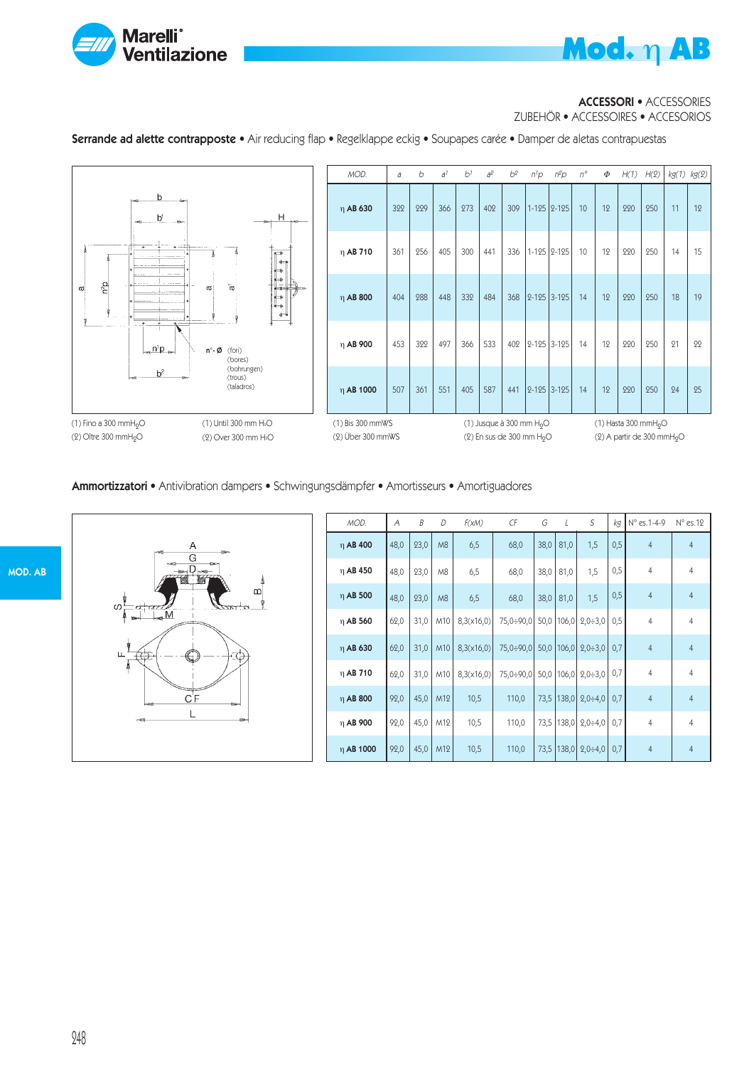Marelli Ventilazione

# Mod. η AB

**ACCESSORI** • ACCESSORIES
ZUBEHÖR • ACCESSOIRES • ACCESORIOS

**Serrande ad alette contrapposte** • Air reducing flap • Regelklappe eckig • Soupapes carée • Damper de aletas contrapuestas

b
b'
H
a
n²p
a
a¹
n¹p
n°- Ø (fori) (bores) (bohrungen) (trous) (taladros)
b²

| MOD. | a | b | a¹ | b¹ | a² | b² | n¹p | n²p | n° | Φ | H(1) | H(2) | kg(1) | kg(2) |
|---|---|---|---|---|---|---|---|---|---|---|---|---|---|---|
| η AB 630 | 322 | 229 | 366 | 273 | 402 | 309 | 1-125 | 2-125 | 10 | 12 | 220 | 250 | 11 | 12 |
| η AB 710 | 361 | 256 | 405 | 300 | 441 | 336 | 1-125 | 2-125 | 10 | 12 | 220 | 250 | 14 | 15 |
| η AB 800 | 404 | 288 | 448 | 332 | 484 | 368 | 2-125 | 3-125 | 14 | 12 | 220 | 250 | 18 | 19 |
| η AB 900 | 453 | 322 | 497 | 366 | 533 | 402 | 2-125 | 3-125 | 14 | 12 | 220 | 250 | 21 | 22 |
| η AB 1000 | 507 | 361 | 551 | 405 | 587 | 441 | 2-125 | 3-125 | 14 | 12 | 220 | 250 | 24 | 25 |

(1) Fino a 300 mm$H_2O$
(2) Oltre 300 mm$H_2O$

(1) Until 300 mm $H_2O$
(2) Over 300 mm $H_2O$

(1) Bis 300 mmWS
(2) Über 300 mmWS

(1) Jusque à 300 mm $H_2O$
(2) En sus de 300 mm $H_2O$

(1) Hasta 300 mm$H_2O$
(2) A partir de 300 mm$H_2O$

**Ammortizzatori** • Antivibration dampers • Schwingungsdämpfer • Amortisseurs • Amortiguadores

A
G
D
B
S
M
F
CF
L

| MOD. | A | B | D | F(xM) | CF | G | L | S | kg | N° es.1-4-9 | N° es.12 |
|---|---|---|---|---|---|---|---|---|---|---|---|
| η AB 400 | 48,0 | 23,0 | M8 | 6,5 | 68,0 | 38,0 | 81,0 | 1,5 | 0,5 | 4 | 4 |
| η AB 450 | 48,0 | 23,0 | M8 | 6,5 | 68,0 | 38,0 | 81,0 | 1,5 | 0,5 | 4 | 4 |
| η AB 500 | 48,0 | 23,0 | M8 | 6,5 | 68,0 | 38,0 | 81,0 | 1,5 | 0,5 | 4 | 4 |
| η AB 560 | 62,0 | 31,0 | M10 | 8,3(x16,0) | 75,0÷90,0 | 50,0 | 106,0 | 2,0÷3,0 | 0,5 | 4 | 4 |
| η AB 630 | 62,0 | 31,0 | M10 | 8,3(x16,0) | 75,0÷90,0 | 50,0 | 106,0 | 2,0÷3,0 | 0,7 | 4 | 4 |
| η AB 710 | 62,0 | 31,0 | M10 | 8,3(x16,0) | 75,0÷90,0 | 50,0 | 106,0 | 2,0÷3,0 | 0,7 | 4 | 4 |
| η AB 800 | 92,0 | 45,0 | M12 | 10,5 | 110,0 | 73,5 | 138,0 | 2,0÷4,0 | 0,7 | 4 | 4 |
| η AB 900 | 92,0 | 45,0 | M12 | 10,5 | 110,0 | 73,5 | 138,0 | 2,0÷4,0 | 0,7 | 4 | 4 |
| η AB 1000 | 92,0 | 45,0 | M12 | 10,5 | 110,0 | 73,5 | 138,0 | 2,0÷4,0 | 0,7 | 4 | 4 |